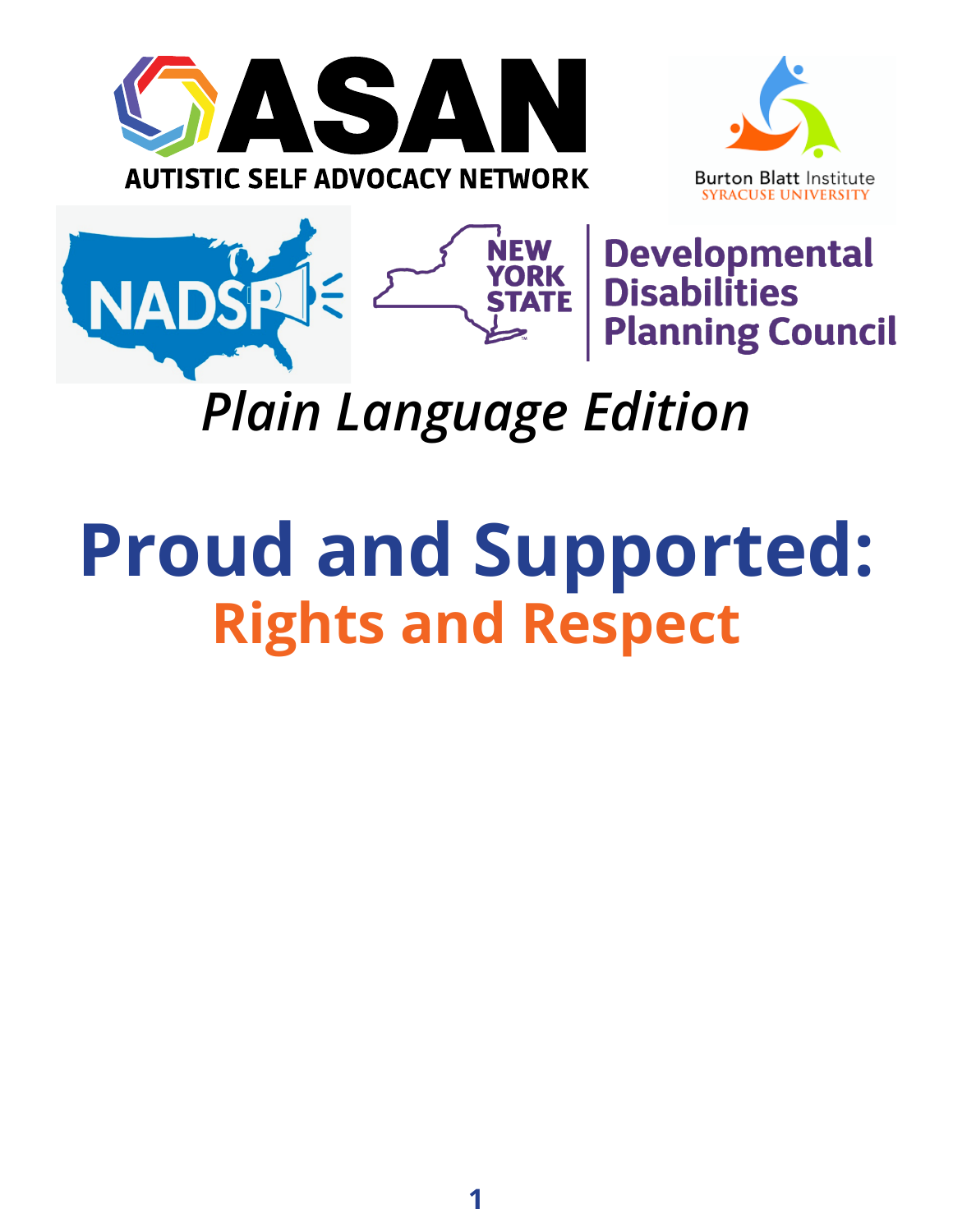ASAN
AUTISTIC SELF ADVOCACY NETWORK

Burton Blatt Institute
SYRACUSE UNIVERSITY

NADSP

NEW YORK STATE | Developmental Disabilities Planning Council

*Plain Language Edition*

# Proud and Supported:
## Rights and Respect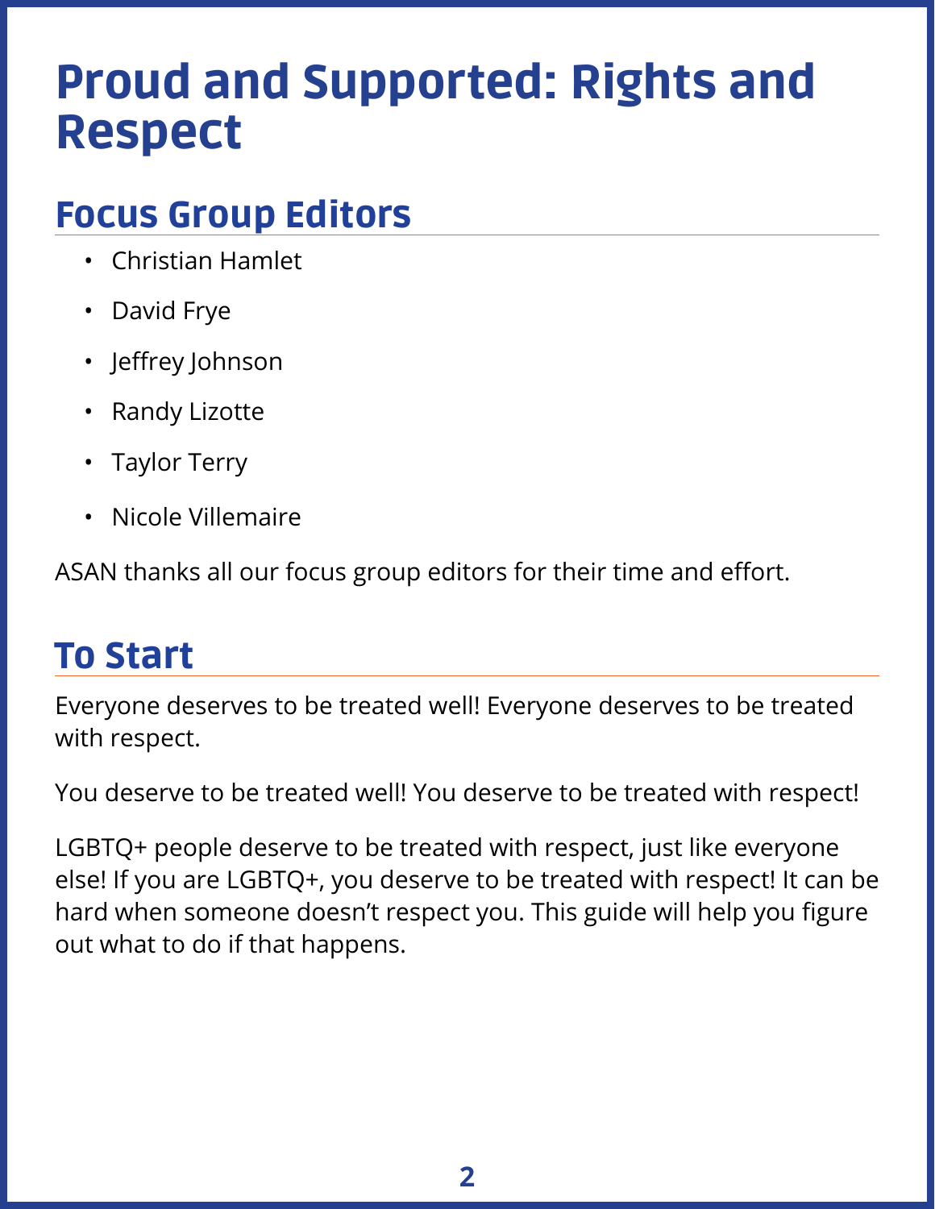# Proud and Supported: Rights and Respect

## Focus Group Editors

- Christian Hamlet
- David Frye
- Jeffrey Johnson
- Randy Lizotte
- Taylor Terry
- Nicole Villemaire

ASAN thanks all our focus group editors for their time and effort.

## To Start

Everyone deserves to be treated well! Everyone deserves to be treated with respect.

You deserve to be treated well! You deserve to be treated with respect!

LGBTQ+ people deserve to be treated with respect, just like everyone else! If you are LGBTQ+, you deserve to be treated with respect! It can be hard when someone doesn't respect you. This guide will help you figure out what to do if that happens.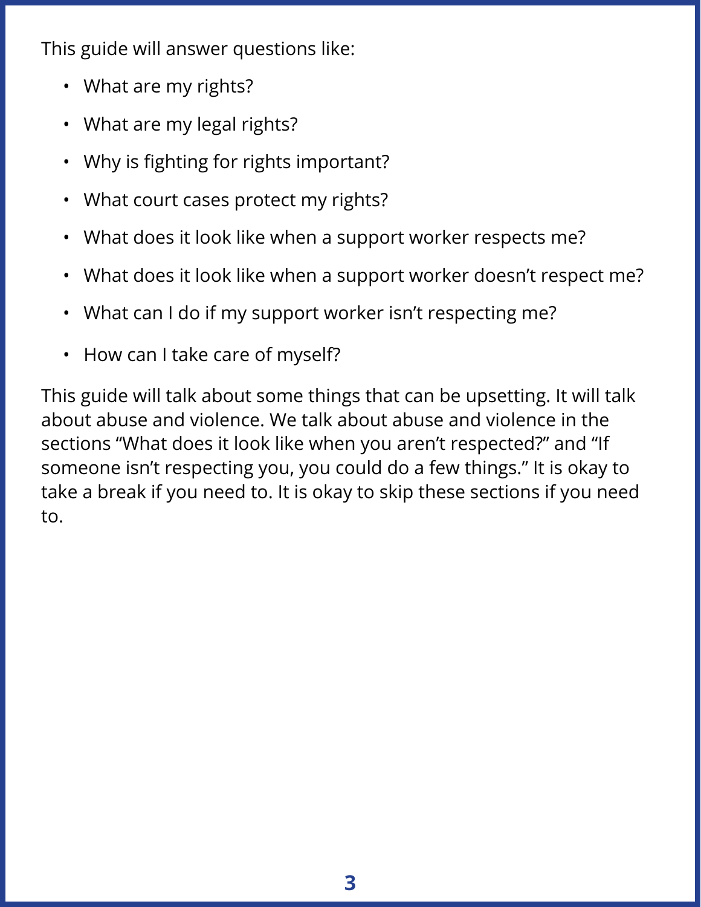This guide will answer questions like:

- What are my rights?
- What are my legal rights?
- Why is fighting for rights important?
- What court cases protect my rights?
- What does it look like when a support worker respects me?
- What does it look like when a support worker doesn't respect me?
- What can I do if my support worker isn't respecting me?
- How can I take care of myself?

This guide will talk about some things that can be upsetting. It will talk about abuse and violence. We talk about abuse and violence in the sections "What does it look like when you aren't respected?" and "If someone isn't respecting you, you could do a few things." It is okay to take a break if you need to. It is okay to skip these sections if you need to.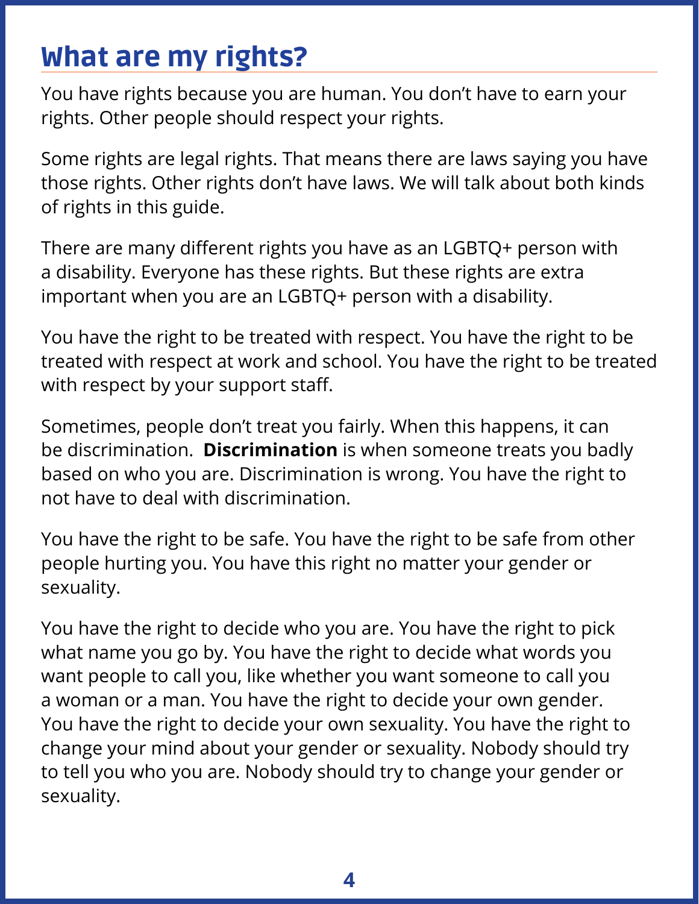# What are my rights?

You have rights because you are human. You don't have to earn your rights. Other people should respect your rights.

Some rights are legal rights. That means there are laws saying you have those rights. Other rights don't have laws. We will talk about both kinds of rights in this guide.

There are many different rights you have as an LGBTQ+ person with a disability. Everyone has these rights. But these rights are extra important when you are an LGBTQ+ person with a disability.

You have the right to be treated with respect. You have the right to be treated with respect at work and school. You have the right to be treated with respect by your support staff.

Sometimes, people don't treat you fairly. When this happens, it can be discrimination. **Discrimination** is when someone treats you badly based on who you are. Discrimination is wrong. You have the right to not have to deal with discrimination.

You have the right to be safe. You have the right to be safe from other people hurting you. You have this right no matter your gender or sexuality.

You have the right to decide who you are. You have the right to pick what name you go by. You have the right to decide what words you want people to call you, like whether you want someone to call you a woman or a man. You have the right to decide your own gender. You have the right to decide your own sexuality. You have the right to change your mind about your gender or sexuality. Nobody should try to tell you who you are. Nobody should try to change your gender or sexuality.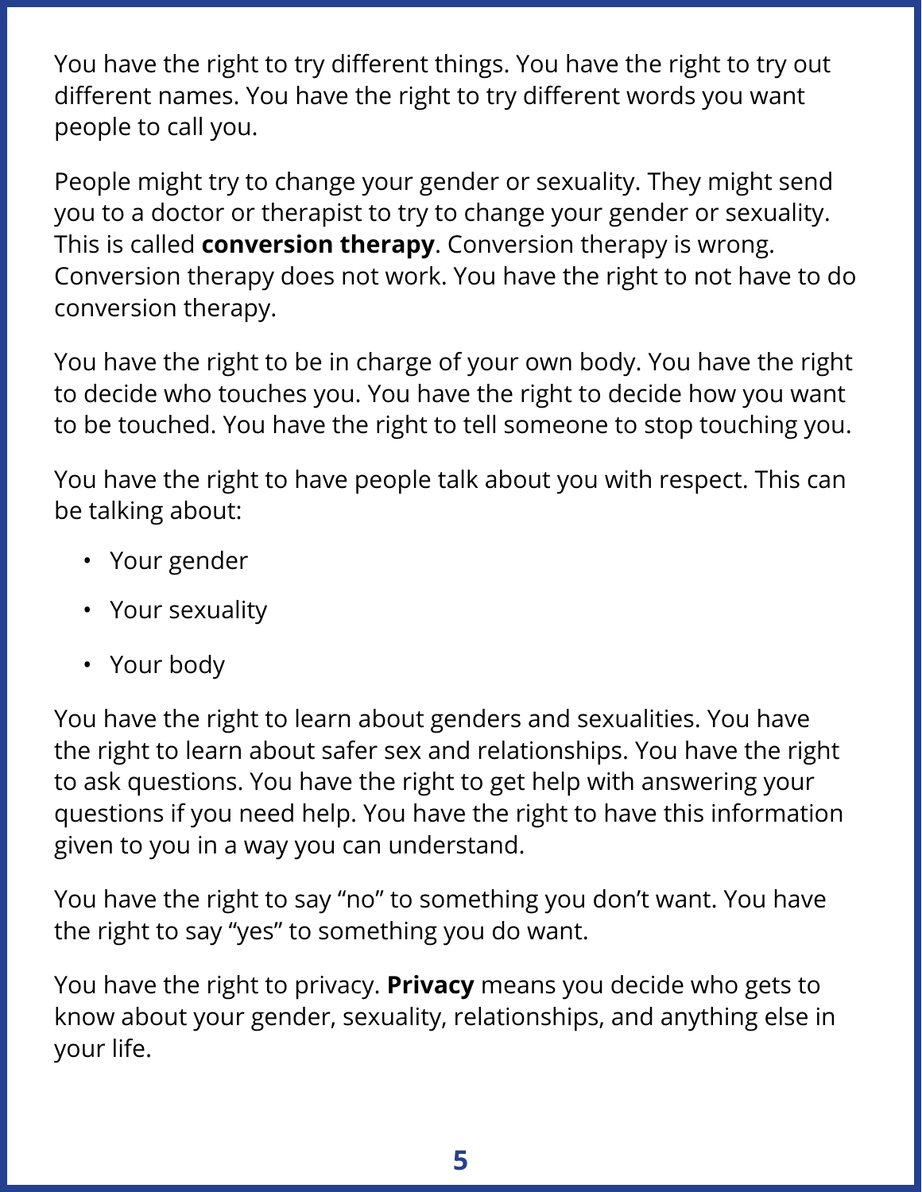You have the right to try different things. You have the right to try out different names. You have the right to try different words you want people to call you.

People might try to change your gender or sexuality. They might send you to a doctor or therapist to try to change your gender or sexuality. This is called **conversion therapy**. Conversion therapy is wrong. Conversion therapy does not work. You have the right to not have to do conversion therapy.

You have the right to be in charge of your own body. You have the right to decide who touches you. You have the right to decide how you want to be touched. You have the right to tell someone to stop touching you.

You have the right to have people talk about you with respect. This can be talking about:

- Your gender
- Your sexuality
- Your body

You have the right to learn about genders and sexualities. You have the right to learn about safer sex and relationships. You have the right to ask questions. You have the right to get help with answering your questions if you need help. You have the right to have this information given to you in a way you can understand.

You have the right to say "no" to something you don't want. You have the right to say "yes" to something you do want.

You have the right to privacy. **Privacy** means you decide who gets to know about your gender, sexuality, relationships, and anything else in your life.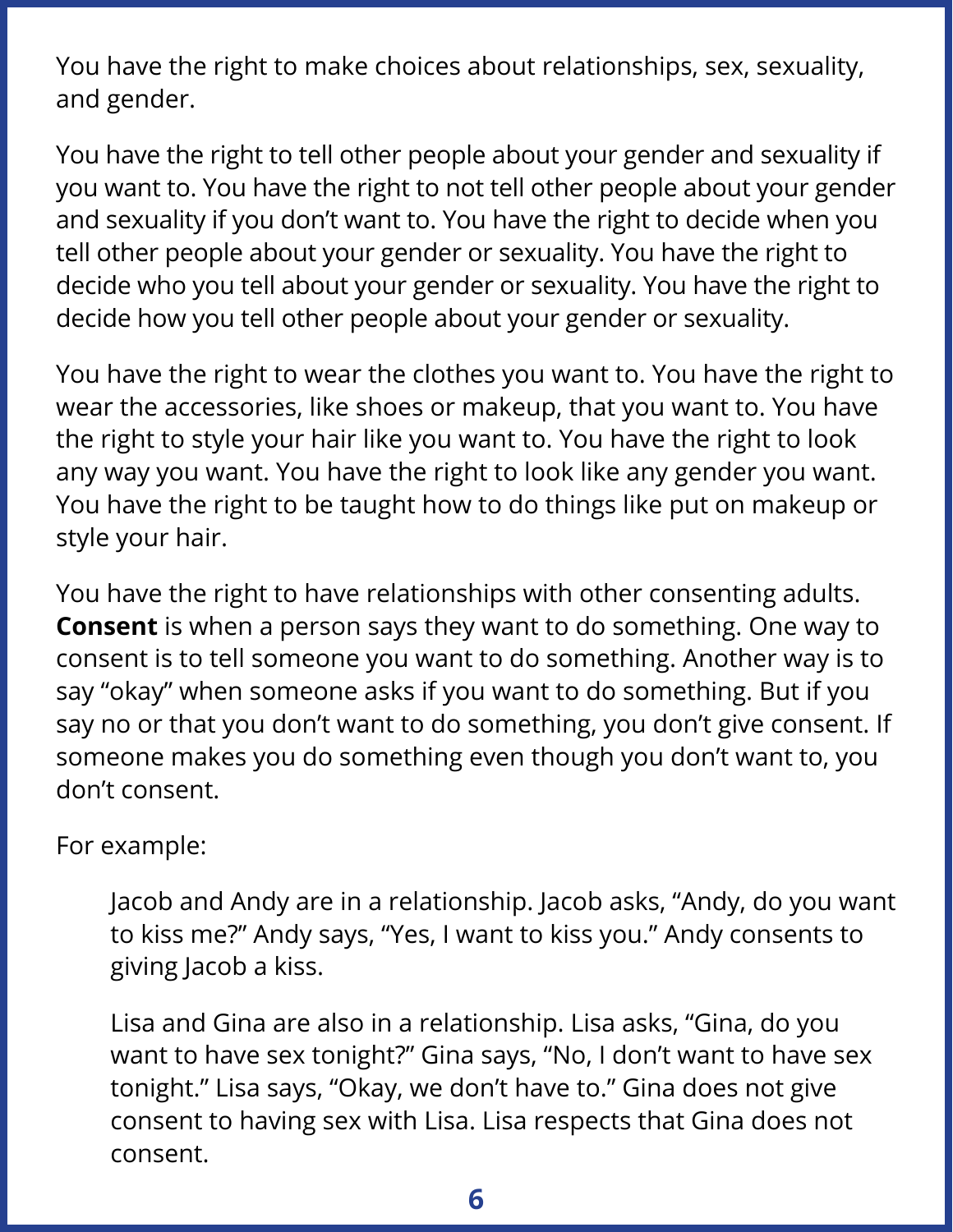You have the right to make choices about relationships, sex, sexuality, and gender.

You have the right to tell other people about your gender and sexuality if you want to. You have the right to not tell other people about your gender and sexuality if you don't want to. You have the right to decide when you tell other people about your gender or sexuality. You have the right to decide who you tell about your gender or sexuality. You have the right to decide how you tell other people about your gender or sexuality.

You have the right to wear the clothes you want to. You have the right to wear the accessories, like shoes or makeup, that you want to. You have the right to style your hair like you want to. You have the right to look any way you want. You have the right to look like any gender you want. You have the right to be taught how to do things like put on makeup or style your hair.

You have the right to have relationships with other consenting adults. **Consent** is when a person says they want to do something. One way to consent is to tell someone you want to do something. Another way is to say "okay" when someone asks if you want to do something. But if you say no or that you don't want to do something, you don't give consent. If someone makes you do something even though you don't want to, you don't consent.

For example:

> Jacob and Andy are in a relationship. Jacob asks, "Andy, do you want to kiss me?" Andy says, "Yes, I want to kiss you." Andy consents to giving Jacob a kiss.
>
> Lisa and Gina are also in a relationship. Lisa asks, "Gina, do you want to have sex tonight?" Gina says, "No, I don't want to have sex tonight." Lisa says, "Okay, we don't have to." Gina does not give consent to having sex with Lisa. Lisa respects that Gina does not consent.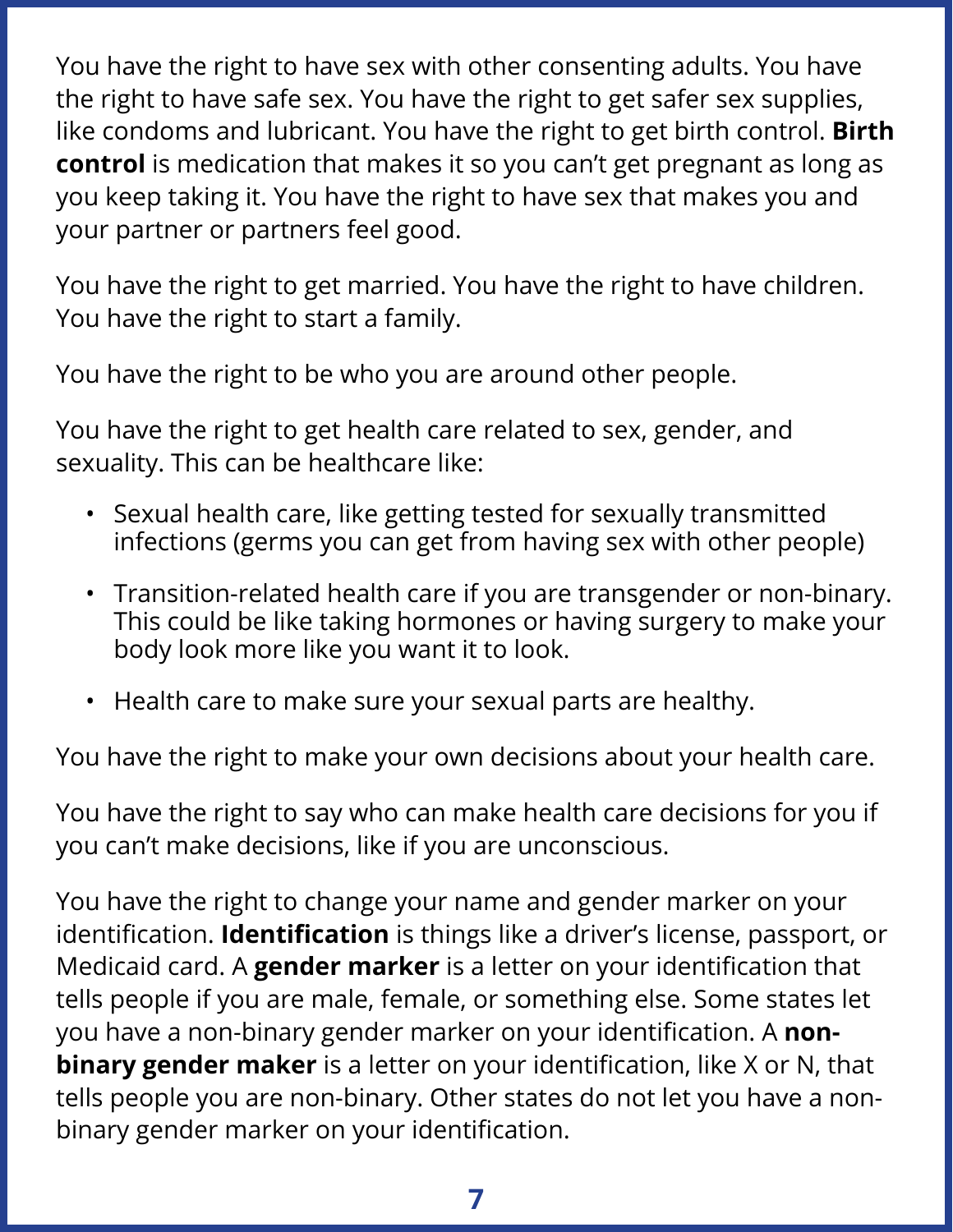You have the right to have sex with other consenting adults. You have the right to have safe sex. You have the right to get safer sex supplies, like condoms and lubricant. You have the right to get birth control. **Birth control** is medication that makes it so you can't get pregnant as long as you keep taking it. You have the right to have sex that makes you and your partner or partners feel good.

You have the right to get married. You have the right to have children. You have the right to start a family.

You have the right to be who you are around other people.

You have the right to get health care related to sex, gender, and sexuality. This can be healthcare like:

- Sexual health care, like getting tested for sexually transmitted infections (germs you can get from having sex with other people)
- Transition-related health care if you are transgender or non-binary. This could be like taking hormones or having surgery to make your body look more like you want it to look.
- Health care to make sure your sexual parts are healthy.

You have the right to make your own decisions about your health care.

You have the right to say who can make health care decisions for you if you can't make decisions, like if you are unconscious.

You have the right to change your name and gender marker on your identification. **Identification** is things like a driver's license, passport, or Medicaid card. A **gender marker** is a letter on your identification that tells people if you are male, female, or something else. Some states let you have a non-binary gender marker on your identification. A **non-binary gender maker** is a letter on your identification, like X or N, that tells people you are non-binary. Other states do not let you have a non-binary gender marker on your identification.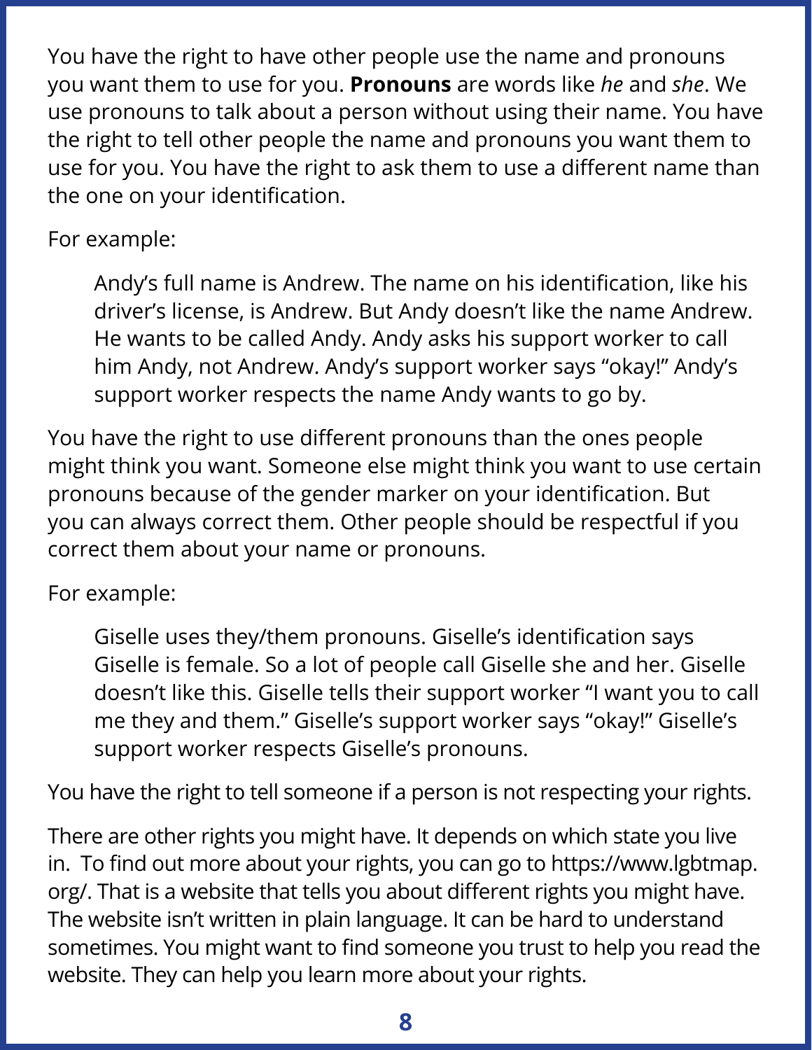You have the right to have other people use the name and pronouns you want them to use for you. **Pronouns** are words like *he* and *she*. We use pronouns to talk about a person without using their name. You have the right to tell other people the name and pronouns you want them to use for you. You have the right to ask them to use a different name than the one on your identification.

For example:

> Andy's full name is Andrew. The name on his identification, like his driver's license, is Andrew. But Andy doesn't like the name Andrew. He wants to be called Andy. Andy asks his support worker to call him Andy, not Andrew. Andy's support worker says "okay!" Andy's support worker respects the name Andy wants to go by.

You have the right to use different pronouns than the ones people might think you want. Someone else might think you want to use certain pronouns because of the gender marker on your identification. But you can always correct them. Other people should be respectful if you correct them about your name or pronouns.

For example:

> Giselle uses they/them pronouns. Giselle's identification says Giselle is female. So a lot of people call Giselle she and her. Giselle doesn't like this. Giselle tells their support worker "I want you to call me they and them." Giselle's support worker says "okay!" Giselle's support worker respects Giselle's pronouns.

You have the right to tell someone if a person is not respecting your rights.

There are other rights you might have. It depends on which state you live in. To find out more about your rights, you can go to https://www.lgbtmap.org/. That is a website that tells you about different rights you might have. The website isn't written in plain language. It can be hard to understand sometimes. You might want to find someone you trust to help you read the website. They can help you learn more about your rights.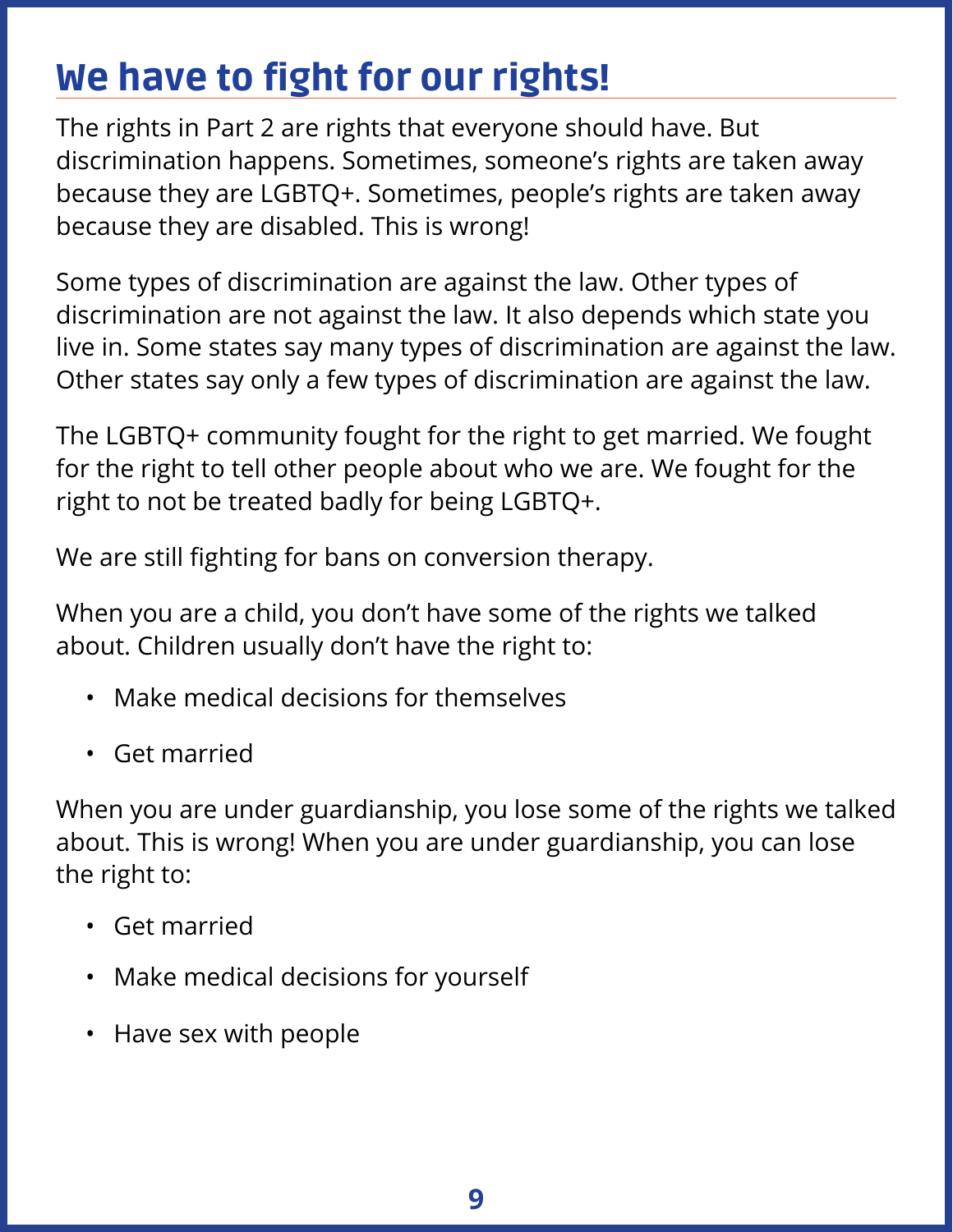# We have to fight for our rights!

The rights in Part 2 are rights that everyone should have. But discrimination happens. Sometimes, someone's rights are taken away because they are LGBTQ+. Sometimes, people's rights are taken away because they are disabled. This is wrong!

Some types of discrimination are against the law. Other types of discrimination are not against the law. It also depends which state you live in. Some states say many types of discrimination are against the law. Other states say only a few types of discrimination are against the law.

The LGBTQ+ community fought for the right to get married. We fought for the right to tell other people about who we are. We fought for the right to not be treated badly for being LGBTQ+.

We are still fighting for bans on conversion therapy.

When you are a child, you don't have some of the rights we talked about. Children usually don't have the right to:

- Make medical decisions for themselves
- Get married

When you are under guardianship, you lose some of the rights we talked about. This is wrong! When you are under guardianship, you can lose the right to:

- Get married
- Make medical decisions for yourself
- Have sex with people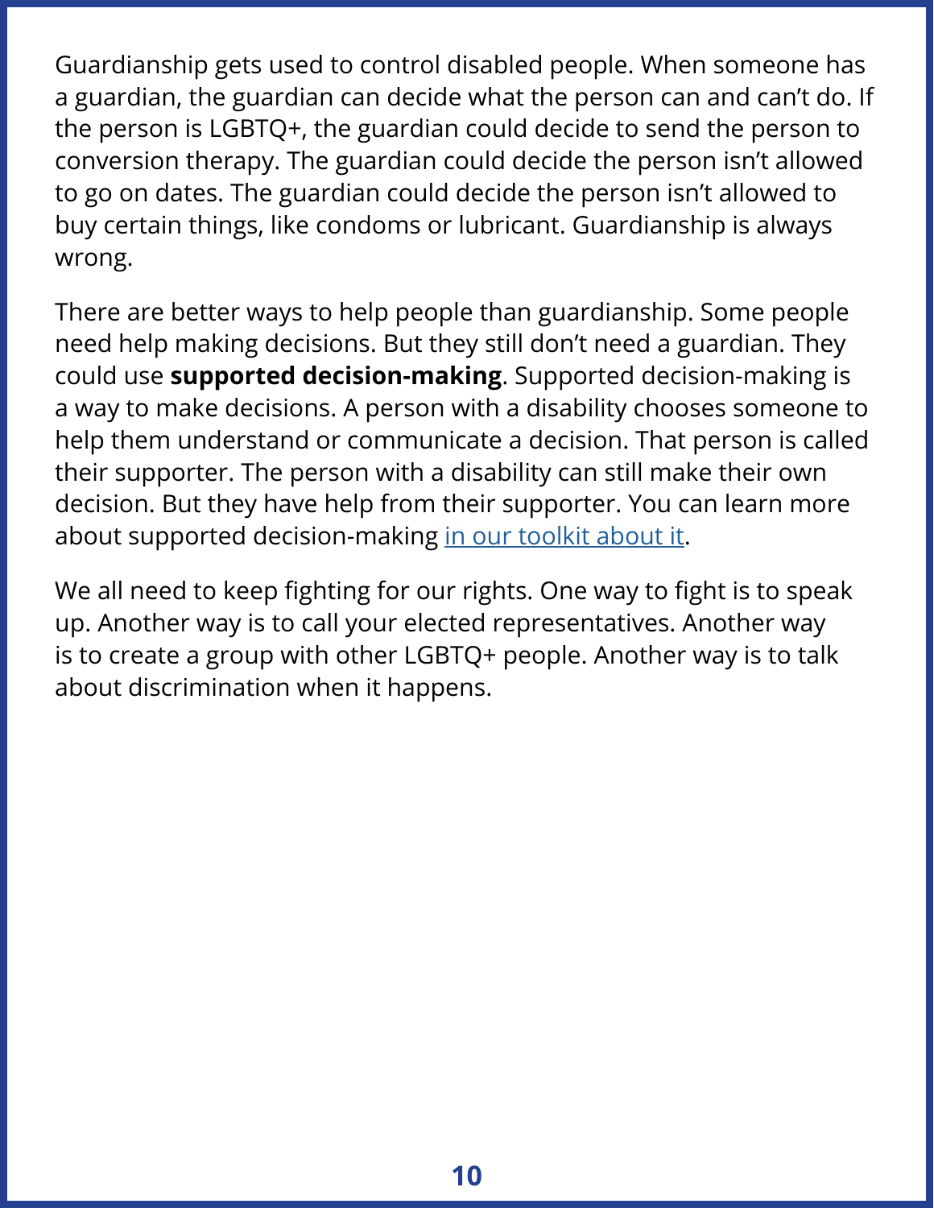Guardianship gets used to control disabled people. When someone has a guardian, the guardian can decide what the person can and can't do. If the person is LGBTQ+, the guardian could decide to send the person to conversion therapy. The guardian could decide the person isn't allowed to go on dates. The guardian could decide the person isn't allowed to buy certain things, like condoms or lubricant. Guardianship is always wrong.

There are better ways to help people than guardianship. Some people need help making decisions. But they still don't need a guardian. They could use **supported decision-making**. Supported decision-making is a way to make decisions. A person with a disability chooses someone to help them understand or communicate a decision. That person is called their supporter. The person with a disability can still make their own decision. But they have help from their supporter. You can learn more about supported decision-making in our toolkit about it.

We all need to keep fighting for our rights. One way to fight is to speak up. Another way is to call your elected representatives. Another way is to create a group with other LGBTQ+ people. Another way is to talk about discrimination when it happens.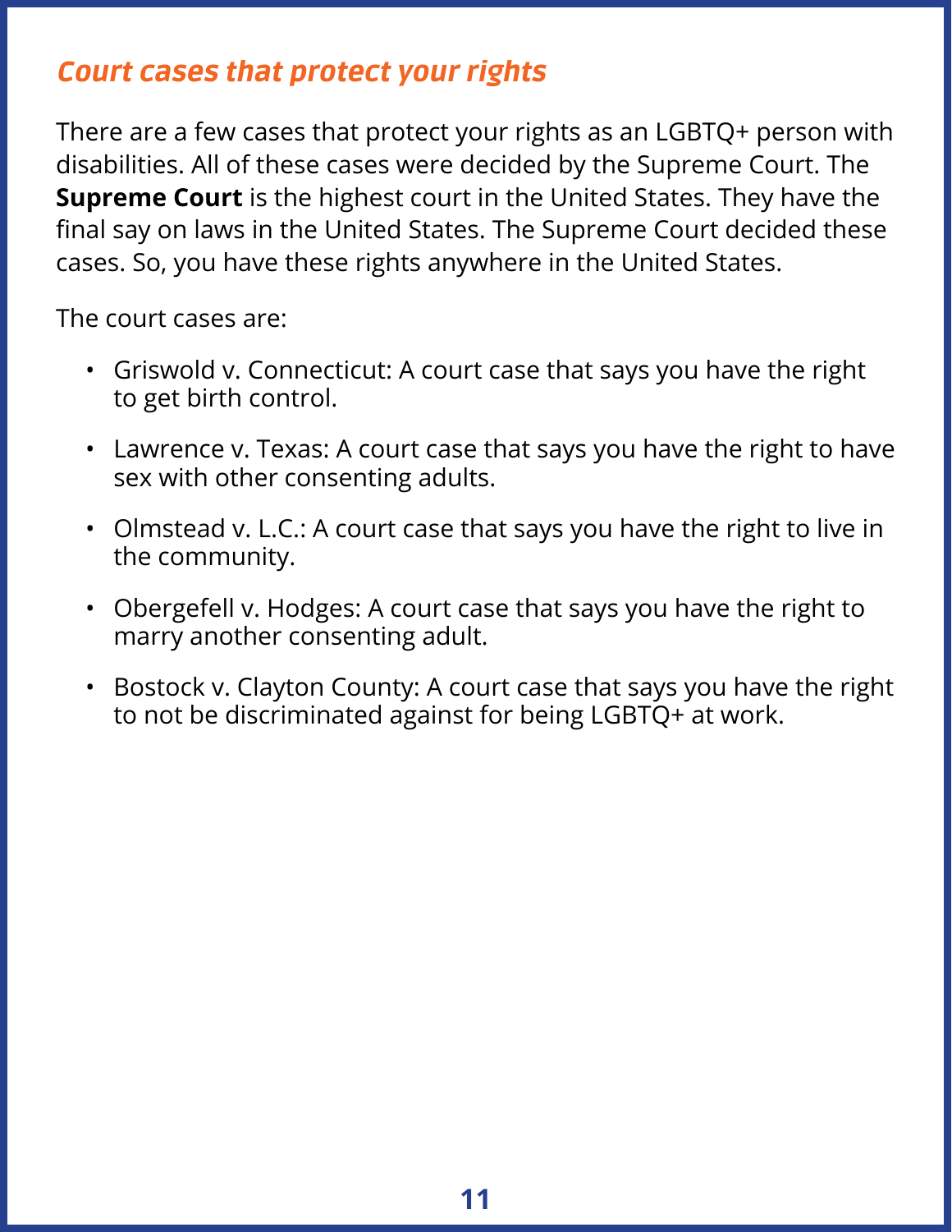## *Court cases that protect your rights*

There are a few cases that protect your rights as an LGBTQ+ person with disabilities. All of these cases were decided by the Supreme Court. The **Supreme Court** is the highest court in the United States. They have the final say on laws in the United States. The Supreme Court decided these cases. So, you have these rights anywhere in the United States.

The court cases are:

- Griswold v. Connecticut: A court case that says you have the right to get birth control.
- Lawrence v. Texas: A court case that says you have the right to have sex with other consenting adults.
- Olmstead v. L.C.: A court case that says you have the right to live in the community.
- Obergefell v. Hodges: A court case that says you have the right to marry another consenting adult.
- Bostock v. Clayton County: A court case that says you have the right to not be discriminated against for being LGBTQ+ at work.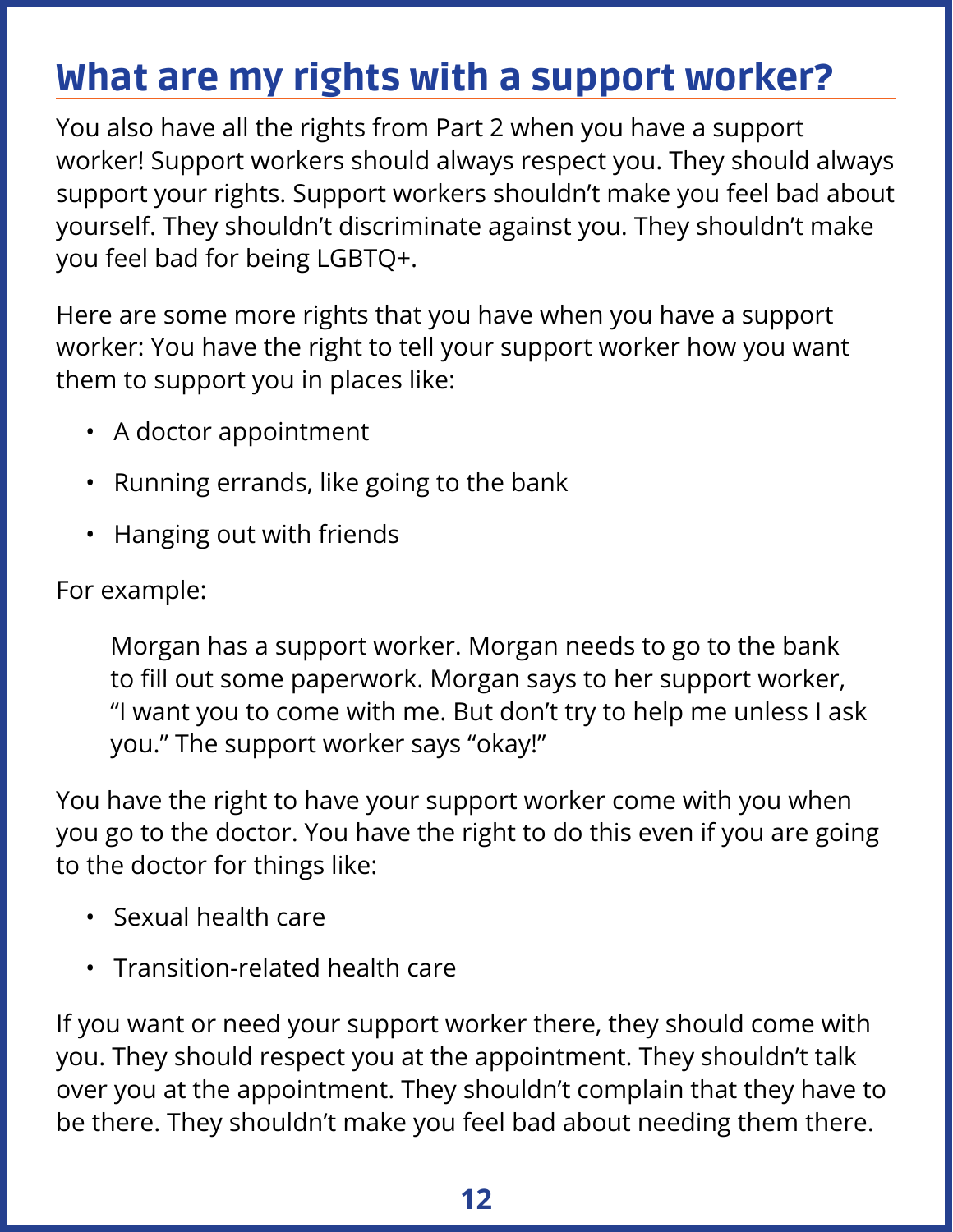# What are my rights with a support worker?

You also have all the rights from Part 2 when you have a support worker! Support workers should always respect you. They should always support your rights. Support workers shouldn't make you feel bad about yourself. They shouldn't discriminate against you. They shouldn't make you feel bad for being LGBTQ+.

Here are some more rights that you have when you have a support worker: You have the right to tell your support worker how you want them to support you in places like:

- A doctor appointment
- Running errands, like going to the bank
- Hanging out with friends

For example:

> Morgan has a support worker. Morgan needs to go to the bank to fill out some paperwork. Morgan says to her support worker, "I want you to come with me. But don't try to help me unless I ask you." The support worker says "okay!"

You have the right to have your support worker come with you when you go to the doctor. You have the right to do this even if you are going to the doctor for things like:

- Sexual health care
- Transition-related health care

If you want or need your support worker there, they should come with you. They should respect you at the appointment. They shouldn't talk over you at the appointment. They shouldn't complain that they have to be there. They shouldn't make you feel bad about needing them there.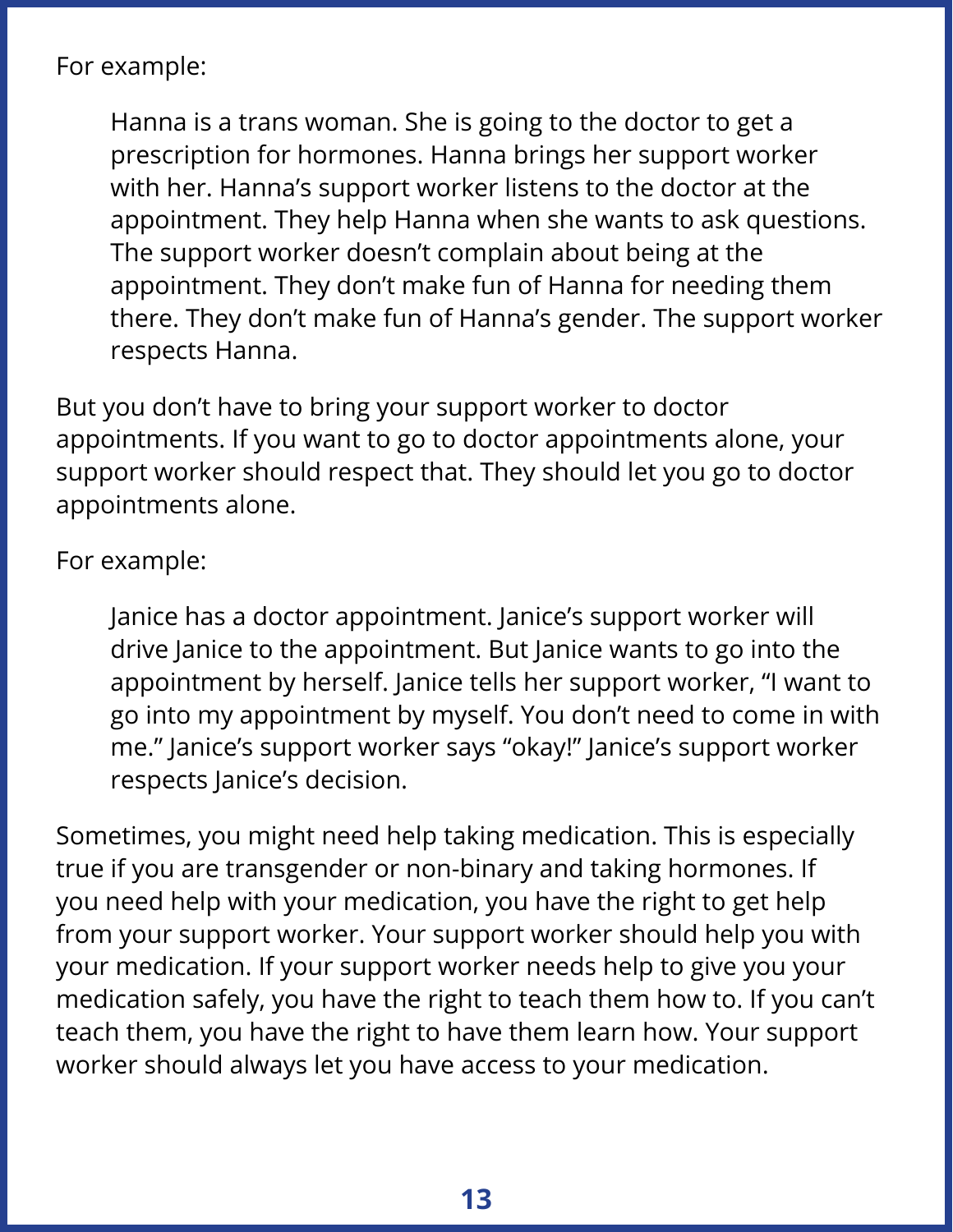For example:

> Hanna is a trans woman. She is going to the doctor to get a prescription for hormones. Hanna brings her support worker with her. Hanna's support worker listens to the doctor at the appointment. They help Hanna when she wants to ask questions. The support worker doesn't complain about being at the appointment. They don't make fun of Hanna for needing them there. They don't make fun of Hanna's gender. The support worker respects Hanna.

But you don't have to bring your support worker to doctor appointments. If you want to go to doctor appointments alone, your support worker should respect that. They should let you go to doctor appointments alone.

For example:

> Janice has a doctor appointment. Janice's support worker will drive Janice to the appointment. But Janice wants to go into the appointment by herself. Janice tells her support worker, "I want to go into my appointment by myself. You don't need to come in with me." Janice's support worker says "okay!" Janice's support worker respects Janice's decision.

Sometimes, you might need help taking medication. This is especially true if you are transgender or non-binary and taking hormones. If you need help with your medication, you have the right to get help from your support worker. Your support worker should help you with your medication. If your support worker needs help to give you your medication safely, you have the right to teach them how to. If you can't teach them, you have the right to have them learn how. Your support worker should always let you have access to your medication.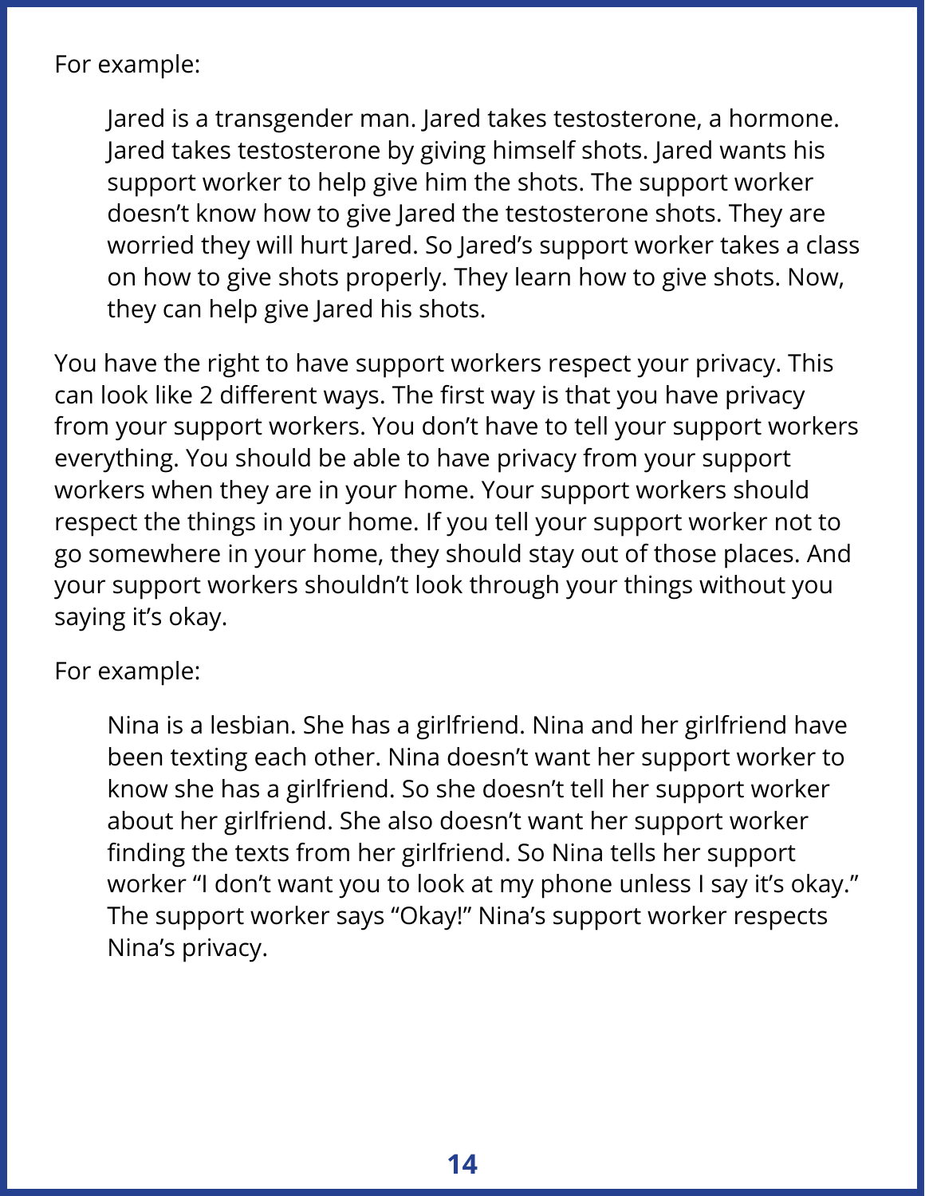For example:

> Jared is a transgender man. Jared takes testosterone, a hormone. Jared takes testosterone by giving himself shots. Jared wants his support worker to help give him the shots. The support worker doesn't know how to give Jared the testosterone shots. They are worried they will hurt Jared. So Jared's support worker takes a class on how to give shots properly. They learn how to give shots. Now, they can help give Jared his shots.

You have the right to have support workers respect your privacy. This can look like 2 different ways. The first way is that you have privacy from your support workers. You don't have to tell your support workers everything. You should be able to have privacy from your support workers when they are in your home. Your support workers should respect the things in your home. If you tell your support worker not to go somewhere in your home, they should stay out of those places. And your support workers shouldn't look through your things without you saying it's okay.

For example:

> Nina is a lesbian. She has a girlfriend. Nina and her girlfriend have been texting each other. Nina doesn't want her support worker to know she has a girlfriend. So she doesn't tell her support worker about her girlfriend. She also doesn't want her support worker finding the texts from her girlfriend. So Nina tells her support worker "I don't want you to look at my phone unless I say it's okay." The support worker says "Okay!" Nina's support worker respects Nina's privacy.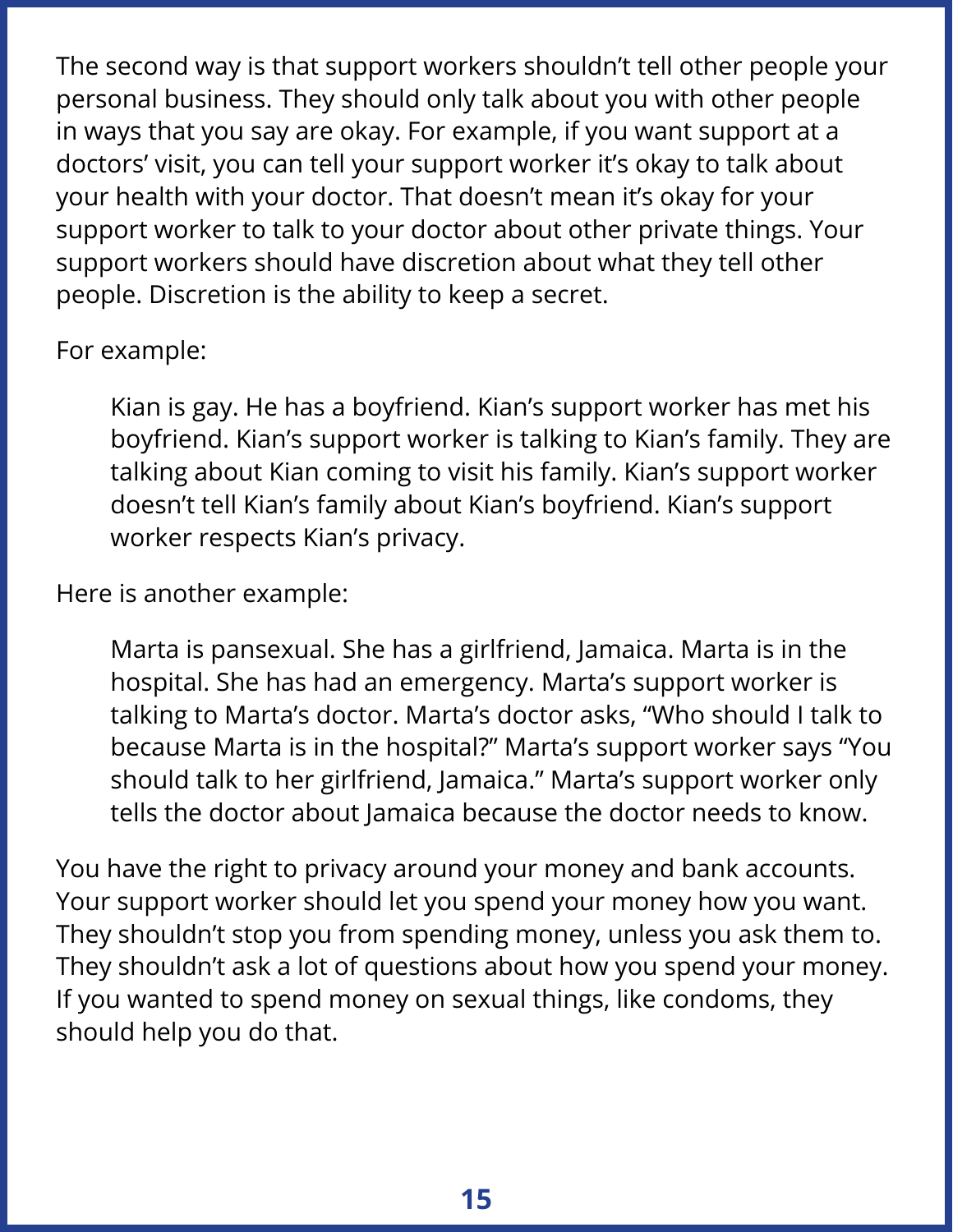The second way is that support workers shouldn't tell other people your personal business. They should only talk about you with other people in ways that you say are okay. For example, if you want support at a doctors' visit, you can tell your support worker it's okay to talk about your health with your doctor. That doesn't mean it's okay for your support worker to talk to your doctor about other private things. Your support workers should have discretion about what they tell other people. Discretion is the ability to keep a secret.

For example:

> Kian is gay. He has a boyfriend. Kian's support worker has met his boyfriend. Kian's support worker is talking to Kian's family. They are talking about Kian coming to visit his family. Kian's support worker doesn't tell Kian's family about Kian's boyfriend. Kian's support worker respects Kian's privacy.

Here is another example:

> Marta is pansexual. She has a girlfriend, Jamaica. Marta is in the hospital. She has had an emergency. Marta's support worker is talking to Marta's doctor. Marta's doctor asks, "Who should I talk to because Marta is in the hospital?" Marta's support worker says "You should talk to her girlfriend, Jamaica." Marta's support worker only tells the doctor about Jamaica because the doctor needs to know.

You have the right to privacy around your money and bank accounts. Your support worker should let you spend your money how you want. They shouldn't stop you from spending money, unless you ask them to. They shouldn't ask a lot of questions about how you spend your money. If you wanted to spend money on sexual things, like condoms, they should help you do that.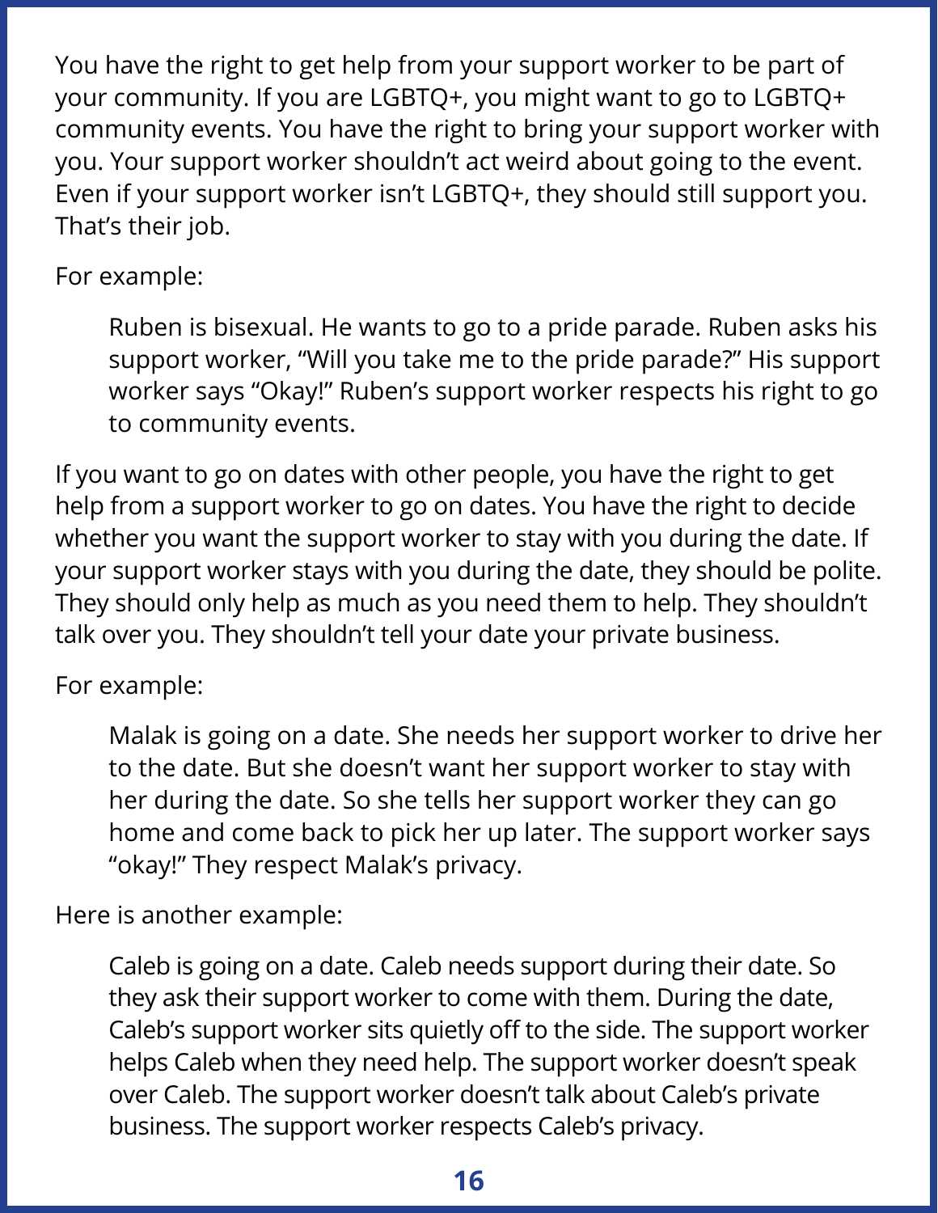You have the right to get help from your support worker to be part of your community. If you are LGBTQ+, you might want to go to LGBTQ+ community events. You have the right to bring your support worker with you. Your support worker shouldn't act weird about going to the event. Even if your support worker isn't LGBTQ+, they should still support you. That's their job.

For example:

> Ruben is bisexual. He wants to go to a pride parade. Ruben asks his support worker, "Will you take me to the pride parade?" His support worker says "Okay!" Ruben's support worker respects his right to go to community events.

If you want to go on dates with other people, you have the right to get help from a support worker to go on dates. You have the right to decide whether you want the support worker to stay with you during the date. If your support worker stays with you during the date, they should be polite. They should only help as much as you need them to help. They shouldn't talk over you. They shouldn't tell your date your private business.

For example:

> Malak is going on a date. She needs her support worker to drive her to the date. But she doesn't want her support worker to stay with her during the date. So she tells her support worker they can go home and come back to pick her up later. The support worker says "okay!" They respect Malak's privacy.

Here is another example:

> Caleb is going on a date. Caleb needs support during their date. So they ask their support worker to come with them. During the date, Caleb's support worker sits quietly off to the side. The support worker helps Caleb when they need help. The support worker doesn't speak over Caleb. The support worker doesn't talk about Caleb's private business. The support worker respects Caleb's privacy.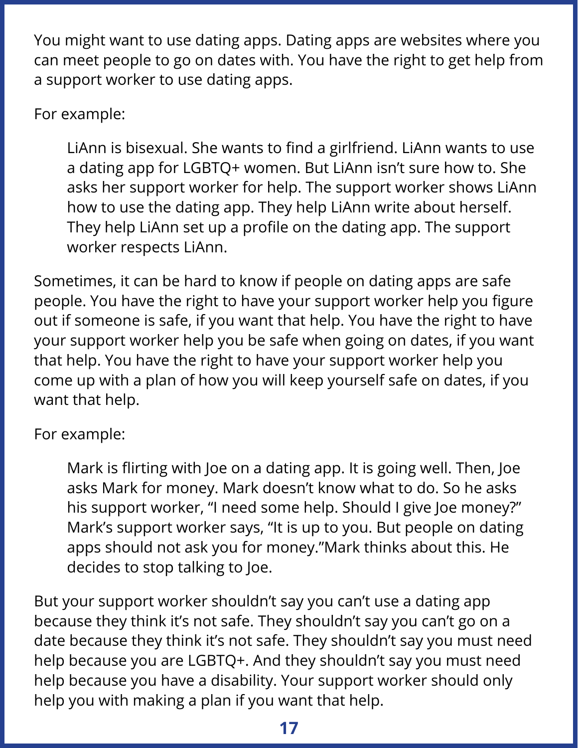You might want to use dating apps. Dating apps are websites where you can meet people to go on dates with. You have the right to get help from a support worker to use dating apps.

For example:

> LiAnn is bisexual. She wants to find a girlfriend. LiAnn wants to use a dating app for LGBTQ+ women. But LiAnn isn't sure how to. She asks her support worker for help. The support worker shows LiAnn how to use the dating app. They help LiAnn write about herself. They help LiAnn set up a profile on the dating app. The support worker respects LiAnn.

Sometimes, it can be hard to know if people on dating apps are safe people. You have the right to have your support worker help you figure out if someone is safe, if you want that help. You have the right to have your support worker help you be safe when going on dates, if you want that help. You have the right to have your support worker help you come up with a plan of how you will keep yourself safe on dates, if you want that help.

For example:

> Mark is flirting with Joe on a dating app. It is going well. Then, Joe asks Mark for money. Mark doesn't know what to do. So he asks his support worker, "I need some help. Should I give Joe money?" Mark's support worker says, "It is up to you. But people on dating apps should not ask you for money."Mark thinks about this. He decides to stop talking to Joe.

But your support worker shouldn't say you can't use a dating app because they think it's not safe. They shouldn't say you can't go on a date because they think it's not safe. They shouldn't say you must need help because you are LGBTQ+. And they shouldn't say you must need help because you have a disability. Your support worker should only help you with making a plan if you want that help.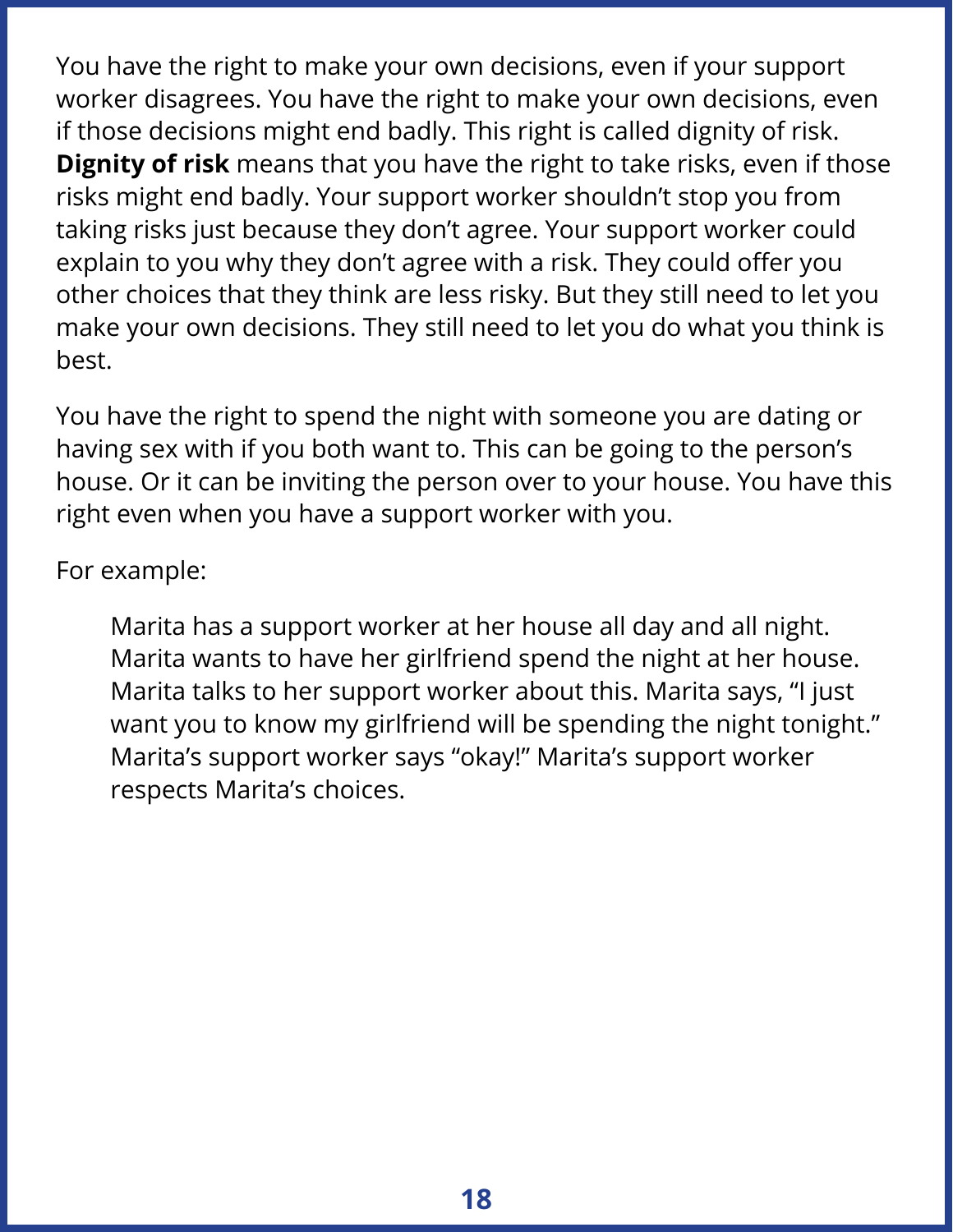You have the right to make your own decisions, even if your support worker disagrees. You have the right to make your own decisions, even if those decisions might end badly. This right is called dignity of risk. **Dignity of risk** means that you have the right to take risks, even if those risks might end badly. Your support worker shouldn't stop you from taking risks just because they don't agree. Your support worker could explain to you why they don't agree with a risk. They could offer you other choices that they think are less risky. But they still need to let you make your own decisions. They still need to let you do what you think is best.

You have the right to spend the night with someone you are dating or having sex with if you both want to. This can be going to the person's house. Or it can be inviting the person over to your house. You have this right even when you have a support worker with you.

For example:

> Marita has a support worker at her house all day and all night. Marita wants to have her girlfriend spend the night at her house. Marita talks to her support worker about this. Marita says, "I just want you to know my girlfriend will be spending the night tonight." Marita's support worker says "okay!" Marita's support worker respects Marita's choices.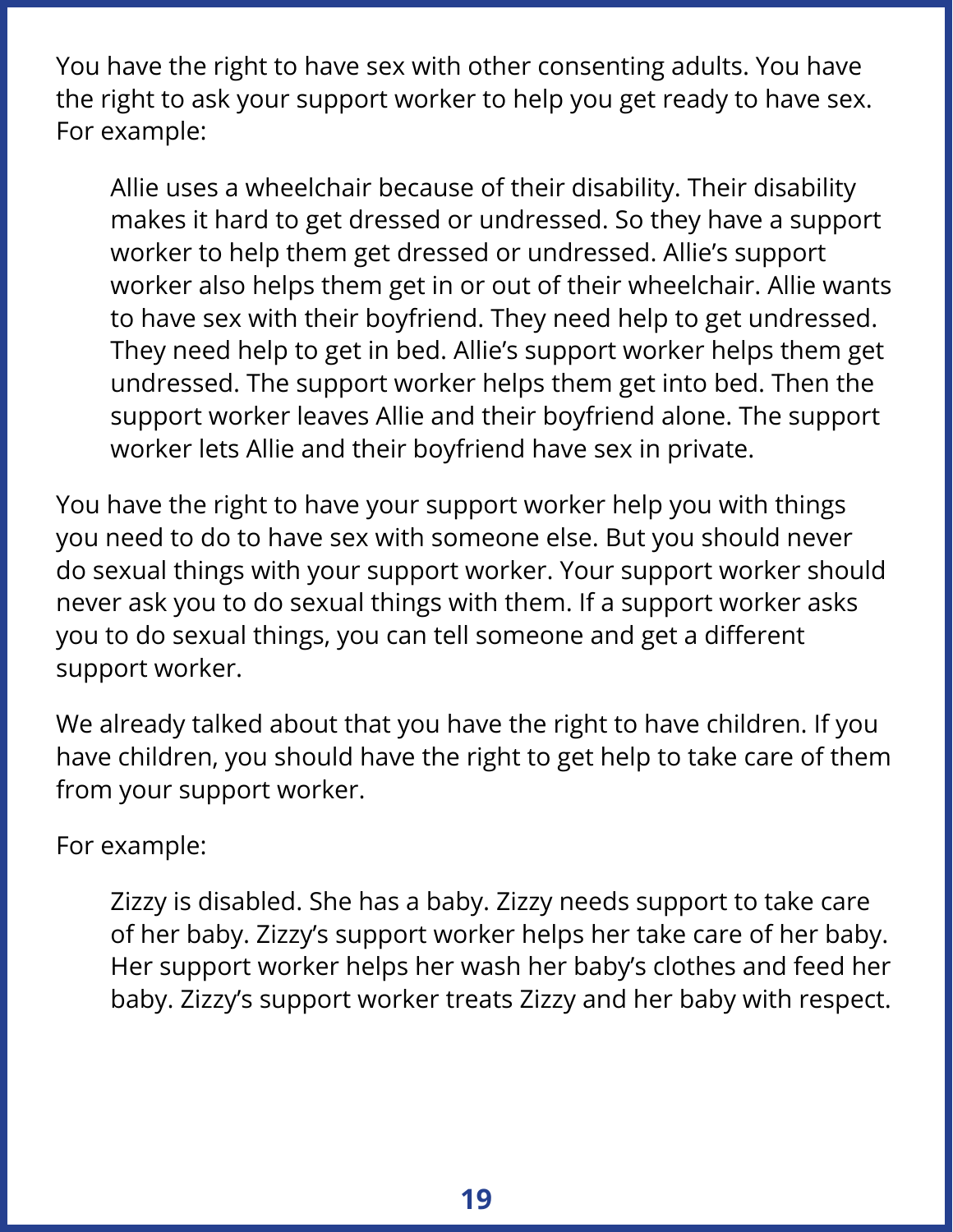You have the right to have sex with other consenting adults. You have the right to ask your support worker to help you get ready to have sex. For example:

> Allie uses a wheelchair because of their disability. Their disability makes it hard to get dressed or undressed. So they have a support worker to help them get dressed or undressed. Allie's support worker also helps them get in or out of their wheelchair. Allie wants to have sex with their boyfriend. They need help to get undressed. They need help to get in bed. Allie's support worker helps them get undressed. The support worker helps them get into bed. Then the support worker leaves Allie and their boyfriend alone. The support worker lets Allie and their boyfriend have sex in private.

You have the right to have your support worker help you with things you need to do to have sex with someone else. But you should never do sexual things with your support worker. Your support worker should never ask you to do sexual things with them. If a support worker asks you to do sexual things, you can tell someone and get a different support worker.

We already talked about that you have the right to have children. If you have children, you should have the right to get help to take care of them from your support worker.

For example:

> Zizzy is disabled. She has a baby. Zizzy needs support to take care of her baby. Zizzy's support worker helps her take care of her baby. Her support worker helps her wash her baby's clothes and feed her baby. Zizzy's support worker treats Zizzy and her baby with respect.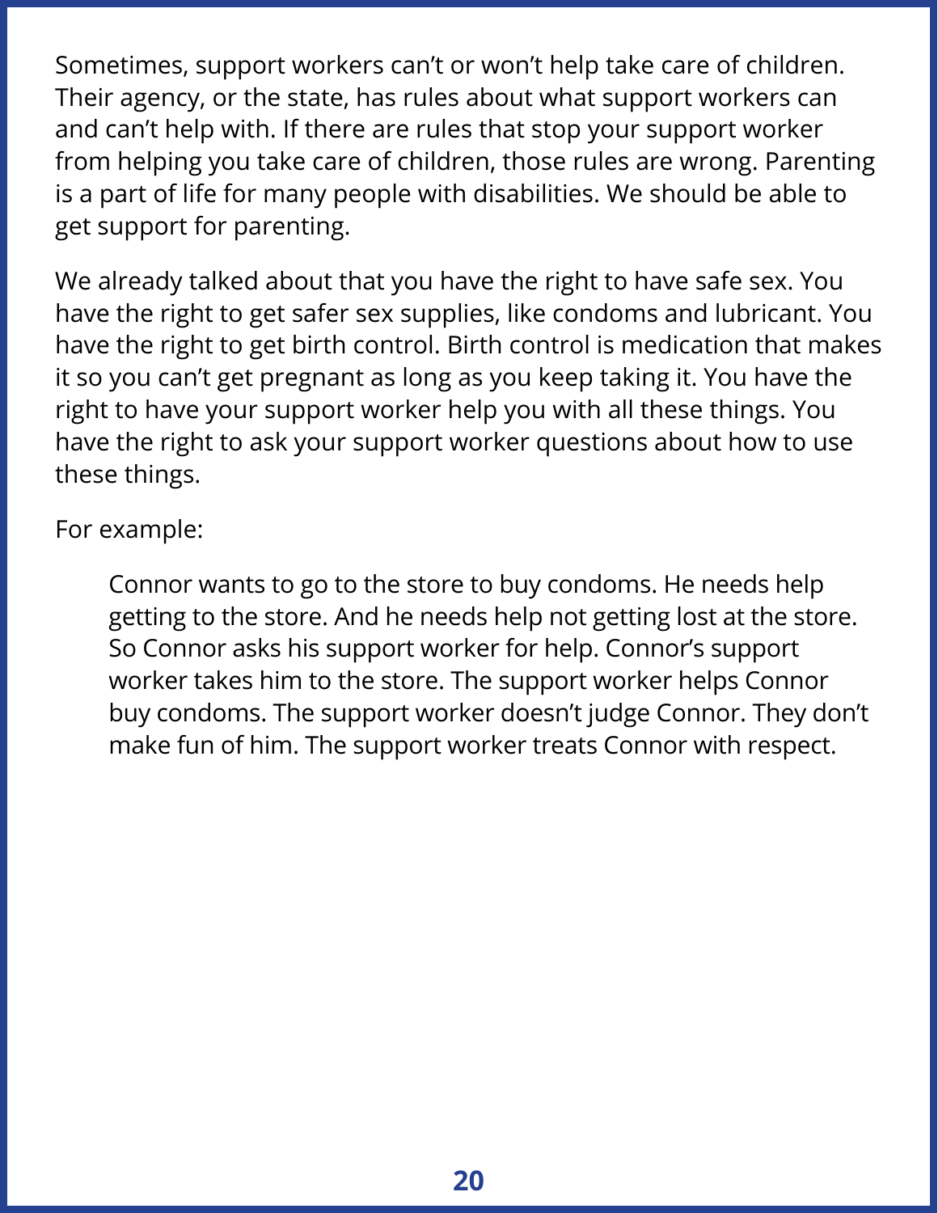Sometimes, support workers can't or won't help take care of children. Their agency, or the state, has rules about what support workers can and can't help with. If there are rules that stop your support worker from helping you take care of children, those rules are wrong. Parenting is a part of life for many people with disabilities. We should be able to get support for parenting.

We already talked about that you have the right to have safe sex. You have the right to get safer sex supplies, like condoms and lubricant. You have the right to get birth control. Birth control is medication that makes it so you can't get pregnant as long as you keep taking it. You have the right to have your support worker help you with all these things. You have the right to ask your support worker questions about how to use these things.

For example:

> Connor wants to go to the store to buy condoms. He needs help getting to the store. And he needs help not getting lost at the store. So Connor asks his support worker for help. Connor's support worker takes him to the store. The support worker helps Connor buy condoms. The support worker doesn't judge Connor. They don't make fun of him. The support worker treats Connor with respect.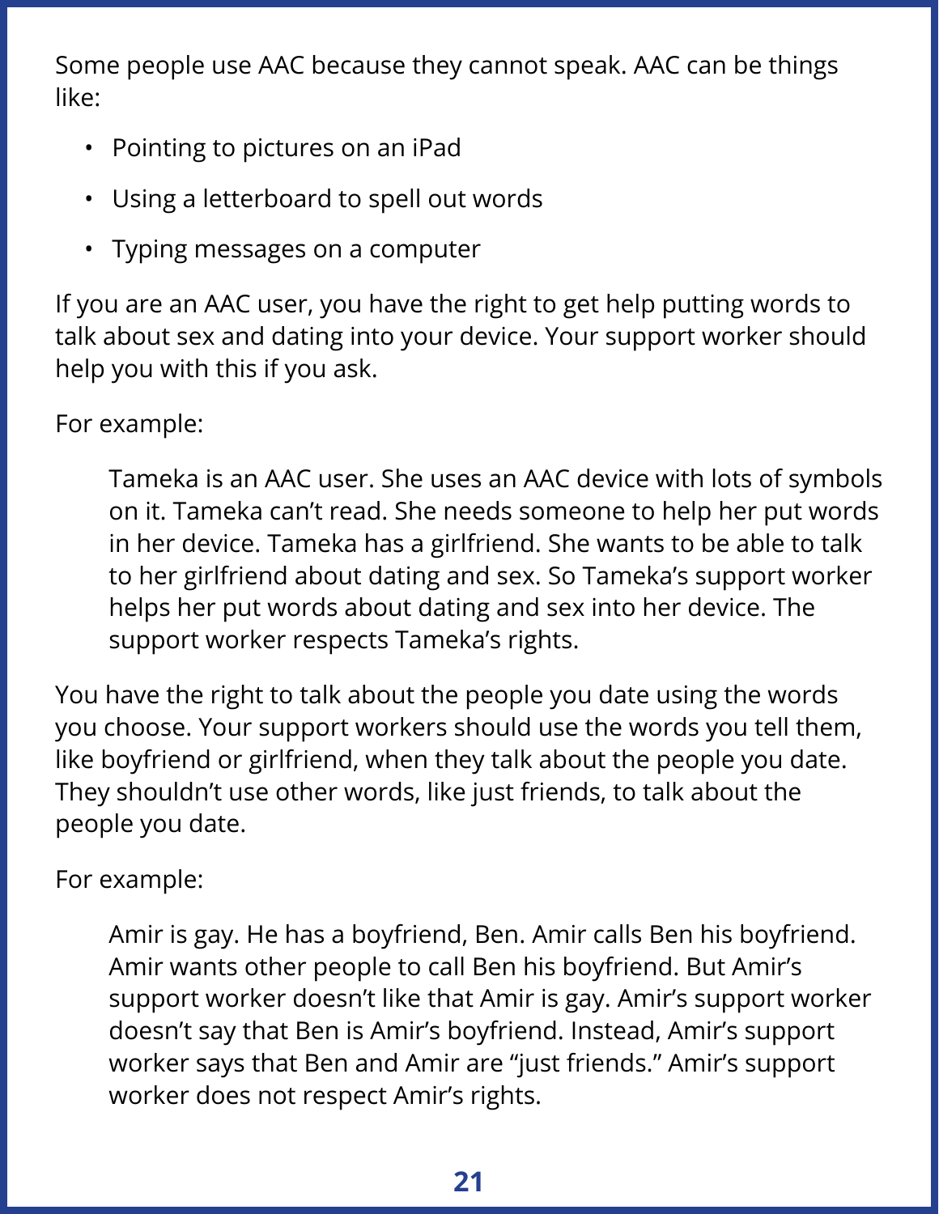Some people use AAC because they cannot speak. AAC can be things like:

- Pointing to pictures on an iPad
- Using a letterboard to spell out words
- Typing messages on a computer

If you are an AAC user, you have the right to get help putting words to talk about sex and dating into your device. Your support worker should help you with this if you ask.

For example:

> Tameka is an AAC user. She uses an AAC device with lots of symbols on it. Tameka can't read. She needs someone to help her put words in her device. Tameka has a girlfriend. She wants to be able to talk to her girlfriend about dating and sex. So Tameka's support worker helps her put words about dating and sex into her device. The support worker respects Tameka's rights.

You have the right to talk about the people you date using the words you choose. Your support workers should use the words you tell them, like boyfriend or girlfriend, when they talk about the people you date. They shouldn't use other words, like just friends, to talk about the people you date.

For example:

> Amir is gay. He has a boyfriend, Ben. Amir calls Ben his boyfriend. Amir wants other people to call Ben his boyfriend. But Amir's support worker doesn't like that Amir is gay. Amir's support worker doesn't say that Ben is Amir's boyfriend. Instead, Amir's support worker says that Ben and Amir are "just friends." Amir's support worker does not respect Amir's rights.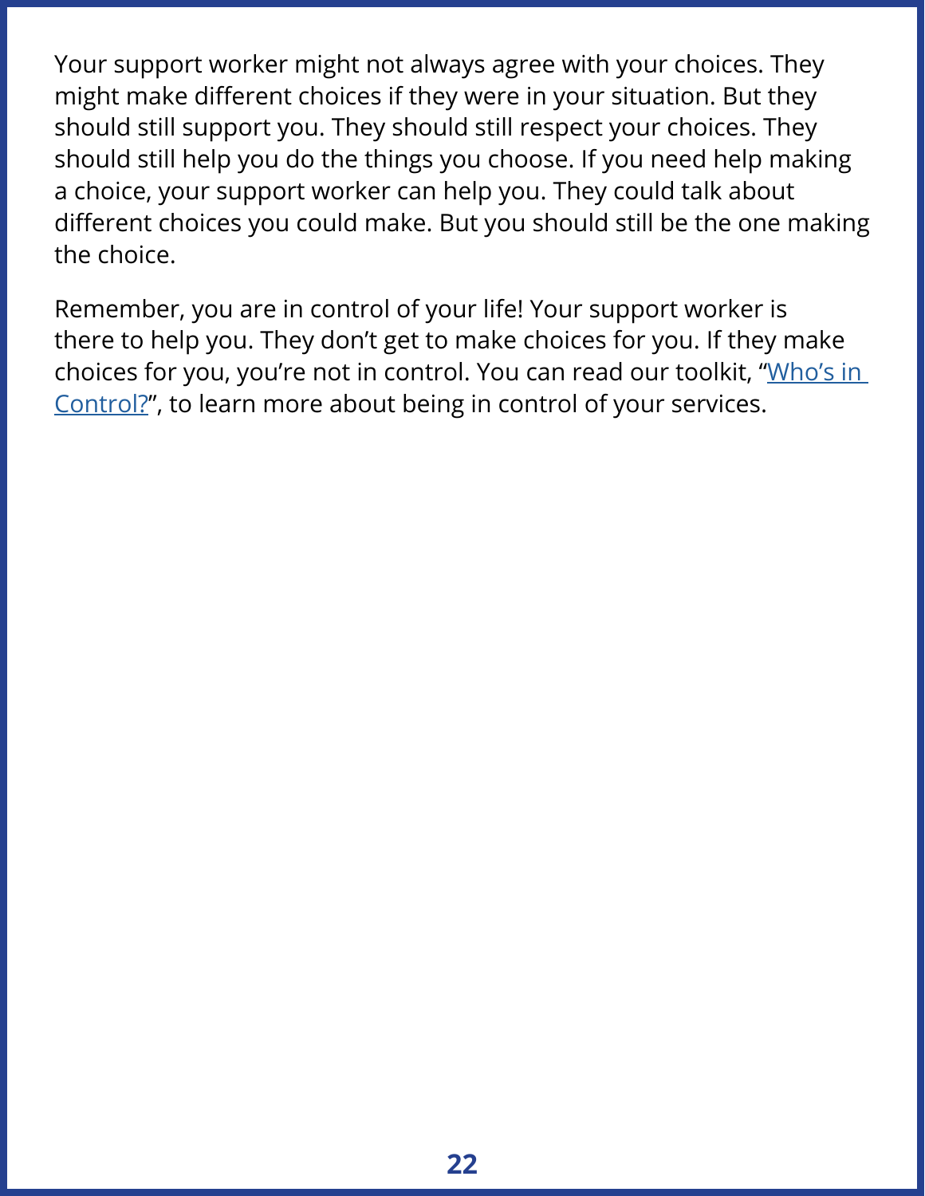Your support worker might not always agree with your choices. They might make different choices if they were in your situation. But they should still support you. They should still respect your choices. They should still help you do the things you choose. If you need help making a choice, your support worker can help you. They could talk about different choices you could make. But you should still be the one making the choice.

Remember, you are in control of your life! Your support worker is there to help you. They don't get to make choices for you. If they make choices for you, you're not in control. You can read our toolkit, "Who's in Control?", to learn more about being in control of your services.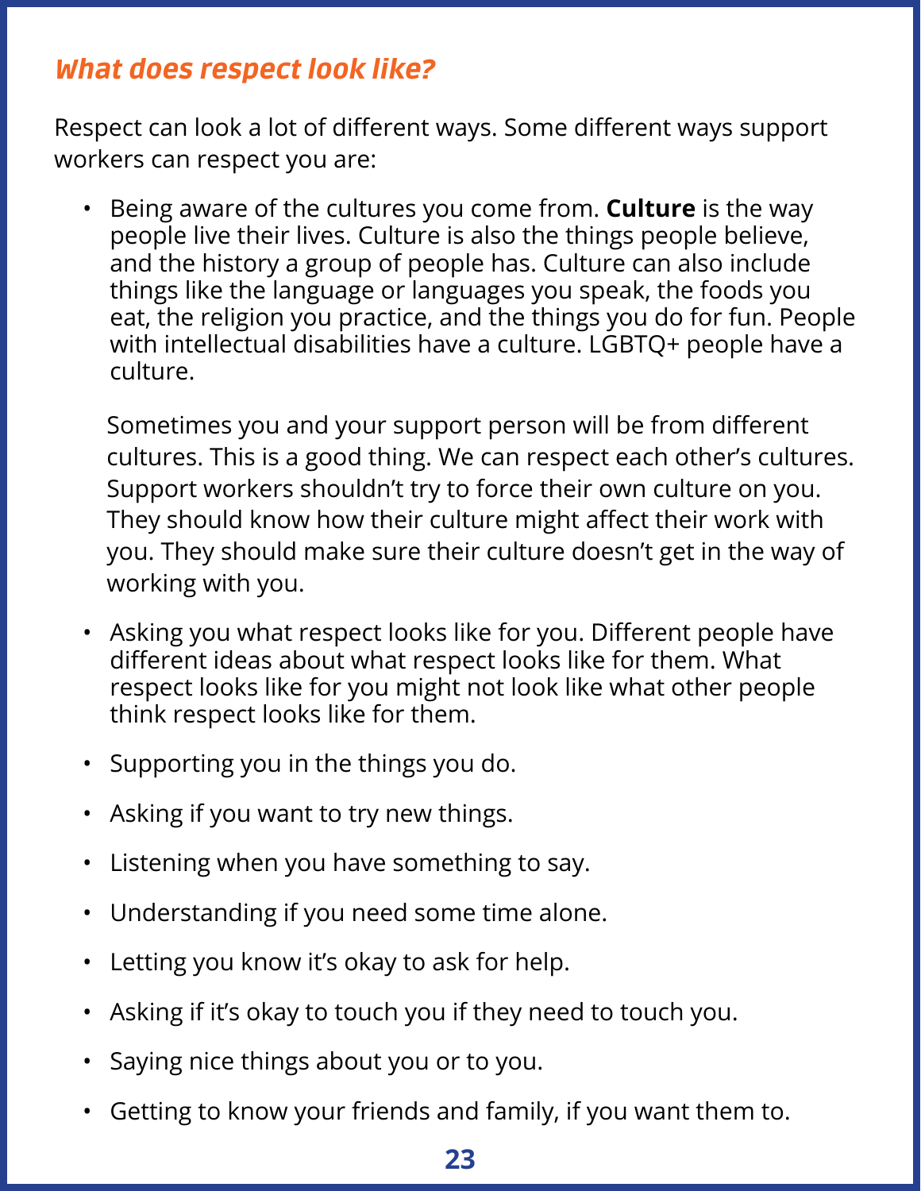### *What does respect look like?*

Respect can look a lot of different ways. Some different ways support workers can respect you are:

- Being aware of the cultures you come from. **Culture** is the way people live their lives. Culture is also the things people believe, and the history a group of people has. Culture can also include things like the language or languages you speak, the foods you eat, the religion you practice, and the things you do for fun. People with intellectual disabilities have a culture. LGBTQ+ people have a culture.

  Sometimes you and your support person will be from different cultures. This is a good thing. We can respect each other's cultures. Support workers shouldn't try to force their own culture on you. They should know how their culture might affect their work with you. They should make sure their culture doesn't get in the way of working with you.

- Asking you what respect looks like for you. Different people have different ideas about what respect looks like for them. What respect looks like for you might not look like what other people think respect looks like for them.
- Supporting you in the things you do.
- Asking if you want to try new things.
- Listening when you have something to say.
- Understanding if you need some time alone.
- Letting you know it's okay to ask for help.
- Asking if it's okay to touch you if they need to touch you.
- Saying nice things about you or to you.
- Getting to know your friends and family, if you want them to.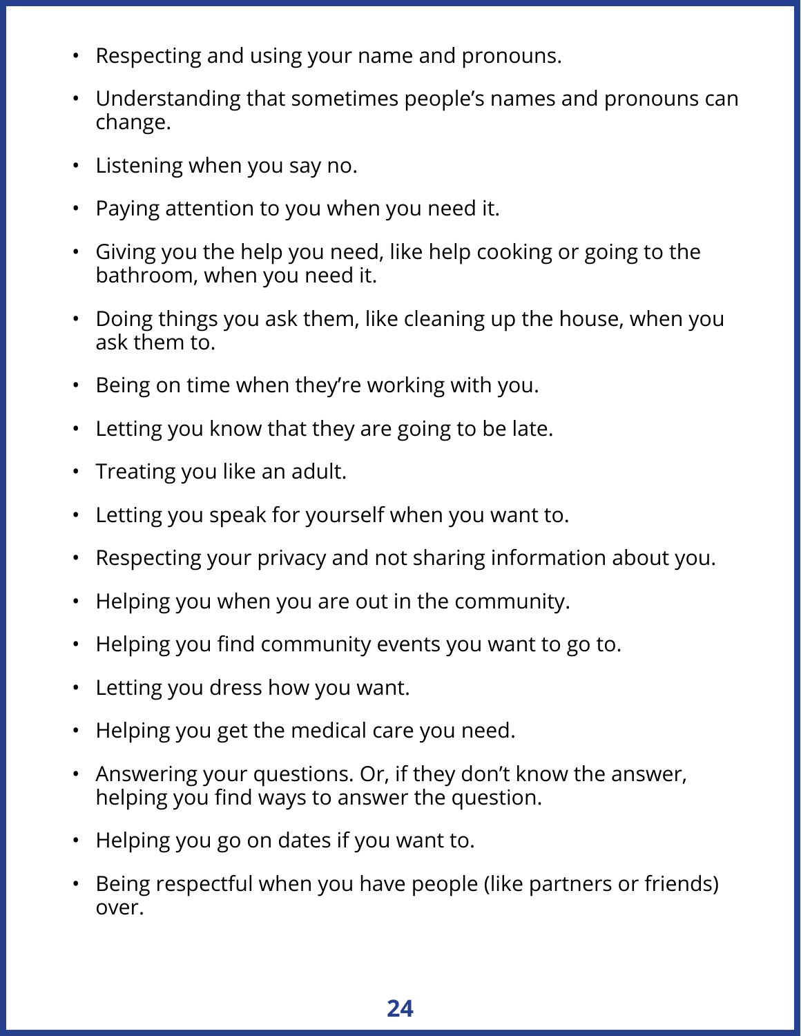- Respecting and using your name and pronouns.
- Understanding that sometimes people's names and pronouns can change.
- Listening when you say no.
- Paying attention to you when you need it.
- Giving you the help you need, like help cooking or going to the bathroom, when you need it.
- Doing things you ask them, like cleaning up the house, when you ask them to.
- Being on time when they're working with you.
- Letting you know that they are going to be late.
- Treating you like an adult.
- Letting you speak for yourself when you want to.
- Respecting your privacy and not sharing information about you.
- Helping you when you are out in the community.
- Helping you find community events you want to go to.
- Letting you dress how you want.
- Helping you get the medical care you need.
- Answering your questions. Or, if they don't know the answer, helping you find ways to answer the question.
- Helping you go on dates if you want to.
- Being respectful when you have people (like partners or friends) over.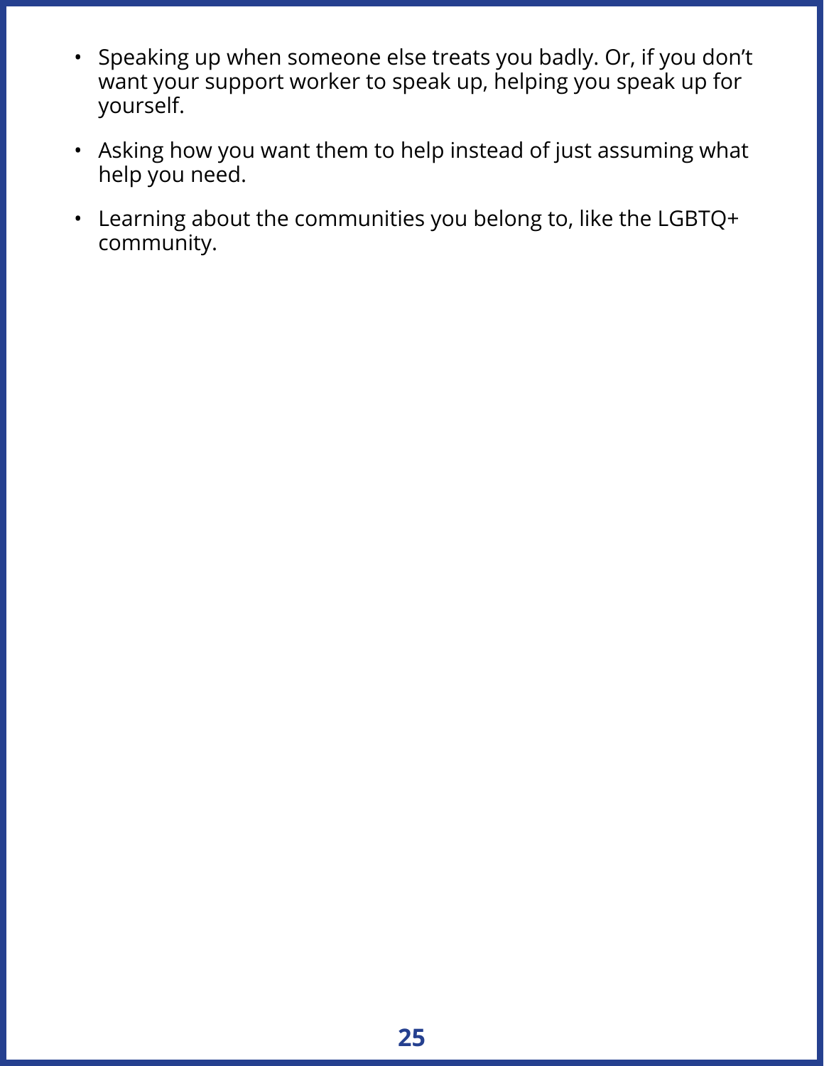- Speaking up when someone else treats you badly. Or, if you don't want your support worker to speak up, helping you speak up for yourself.
- Asking how you want them to help instead of just assuming what help you need.
- Learning about the communities you belong to, like the LGBTQ+ community.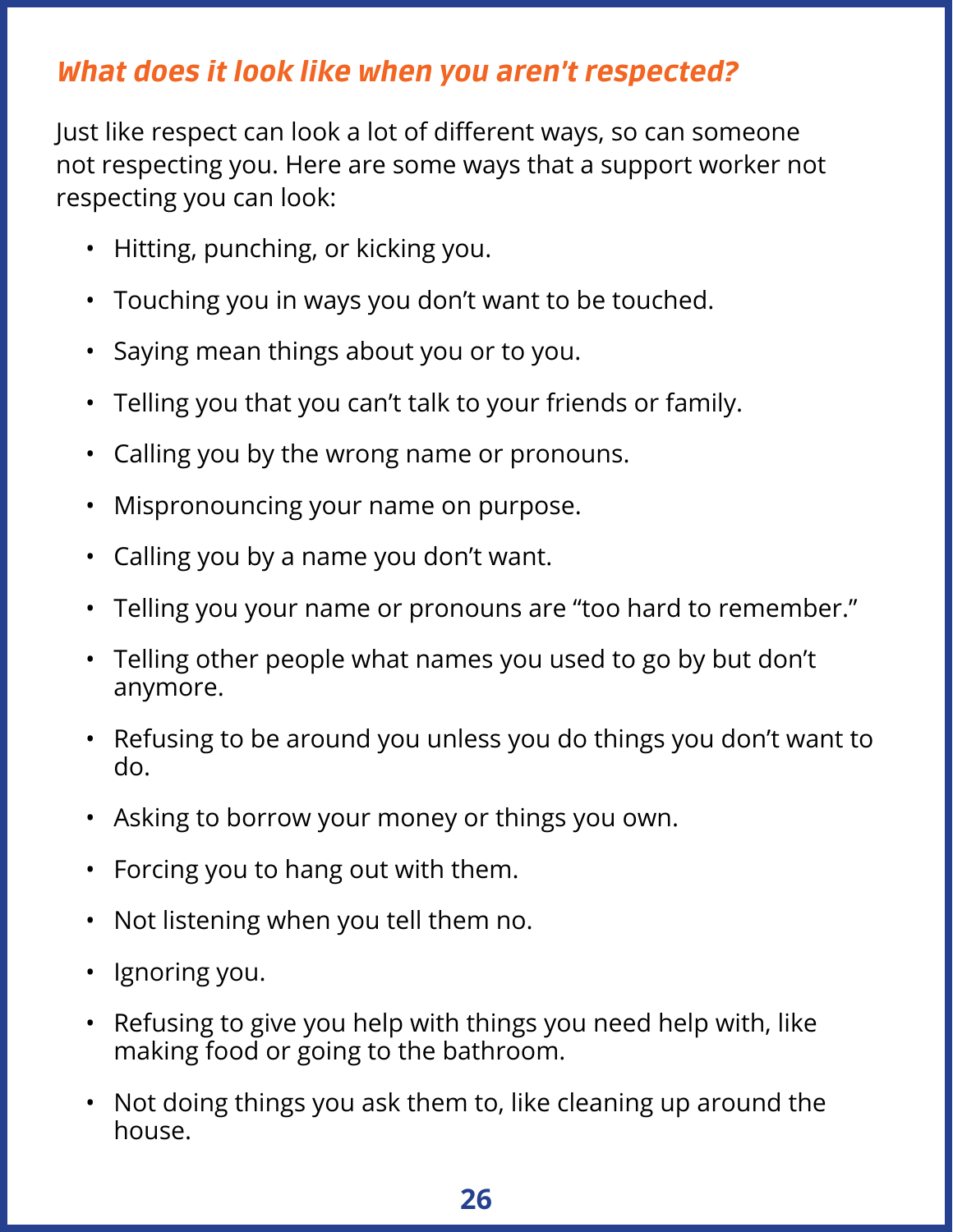## *What does it look like when you aren't respected?*

Just like respect can look a lot of different ways, so can someone not respecting you. Here are some ways that a support worker not respecting you can look:

- Hitting, punching, or kicking you.
- Touching you in ways you don't want to be touched.
- Saying mean things about you or to you.
- Telling you that you can't talk to your friends or family.
- Calling you by the wrong name or pronouns.
- Mispronouncing your name on purpose.
- Calling you by a name you don't want.
- Telling you your name or pronouns are "too hard to remember."
- Telling other people what names you used to go by but don't anymore.
- Refusing to be around you unless you do things you don't want to do.
- Asking to borrow your money or things you own.
- Forcing you to hang out with them.
- Not listening when you tell them no.
- Ignoring you.
- Refusing to give you help with things you need help with, like making food or going to the bathroom.
- Not doing things you ask them to, like cleaning up around the house.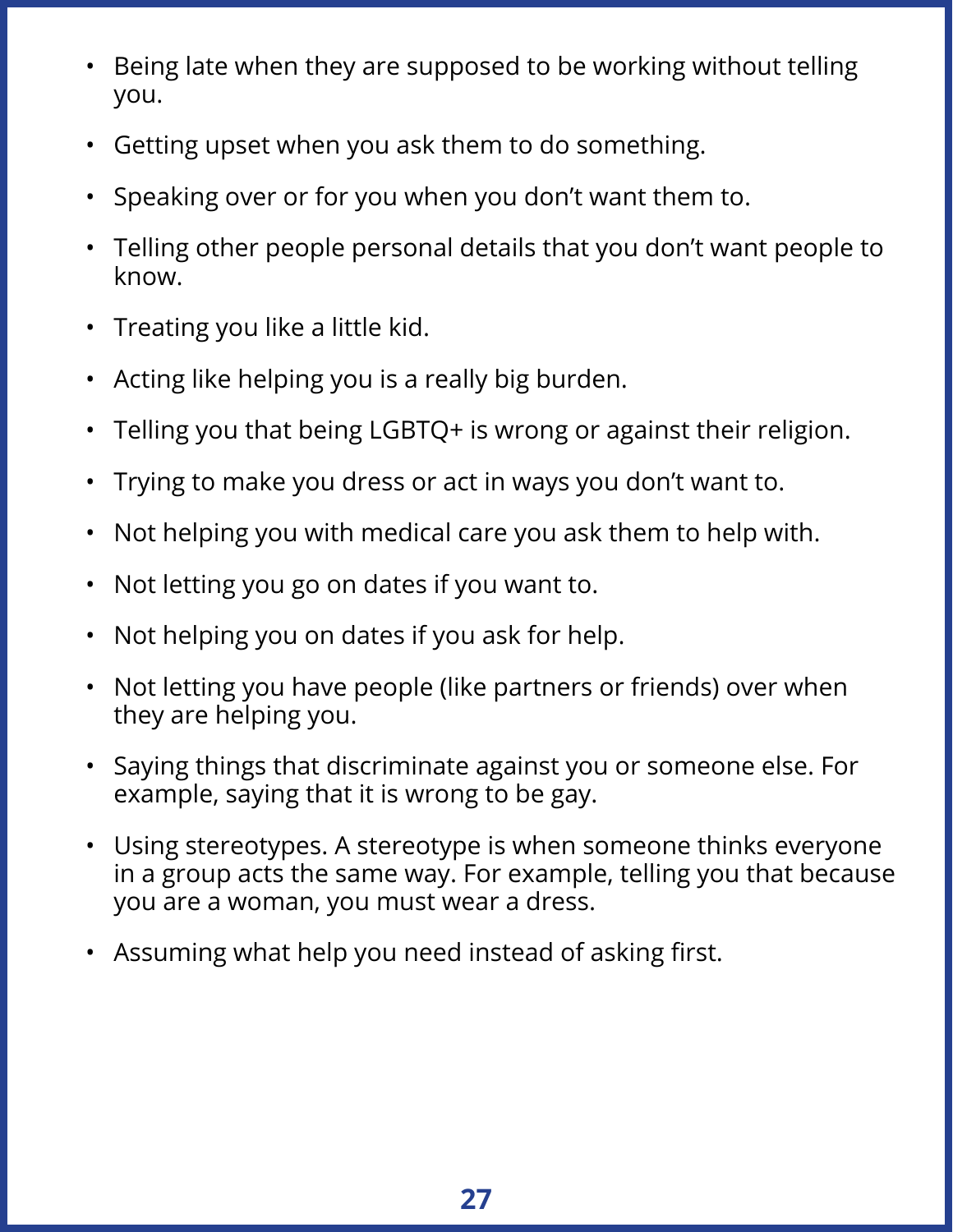- Being late when they are supposed to be working without telling you.
- Getting upset when you ask them to do something.
- Speaking over or for you when you don't want them to.
- Telling other people personal details that you don't want people to know.
- Treating you like a little kid.
- Acting like helping you is a really big burden.
- Telling you that being LGBTQ+ is wrong or against their religion.
- Trying to make you dress or act in ways you don't want to.
- Not helping you with medical care you ask them to help with.
- Not letting you go on dates if you want to.
- Not helping you on dates if you ask for help.
- Not letting you have people (like partners or friends) over when they are helping you.
- Saying things that discriminate against you or someone else. For example, saying that it is wrong to be gay.
- Using stereotypes. A stereotype is when someone thinks everyone in a group acts the same way. For example, telling you that because you are a woman, you must wear a dress.
- Assuming what help you need instead of asking first.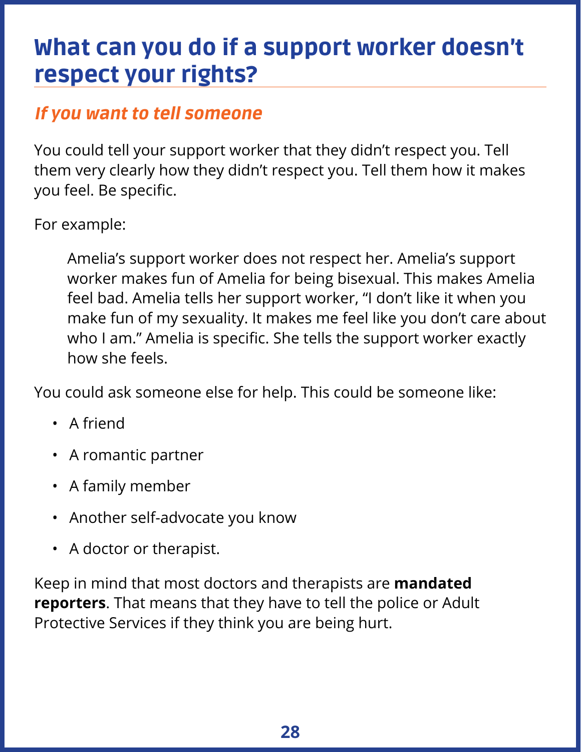# What can you do if a support worker doesn't respect your rights?

## *If you want to tell someone*

You could tell your support worker that they didn't respect you. Tell them very clearly how they didn't respect you. Tell them how it makes you feel. Be specific.

For example:

> Amelia's support worker does not respect her. Amelia's support worker makes fun of Amelia for being bisexual. This makes Amelia feel bad. Amelia tells her support worker, "I don't like it when you make fun of my sexuality. It makes me feel like you don't care about who I am." Amelia is specific. She tells the support worker exactly how she feels.

You could ask someone else for help. This could be someone like:

- A friend
- A romantic partner
- A family member
- Another self-advocate you know
- A doctor or therapist.

Keep in mind that most doctors and therapists are **mandated reporters**. That means that they have to tell the police or Adult Protective Services if they think you are being hurt.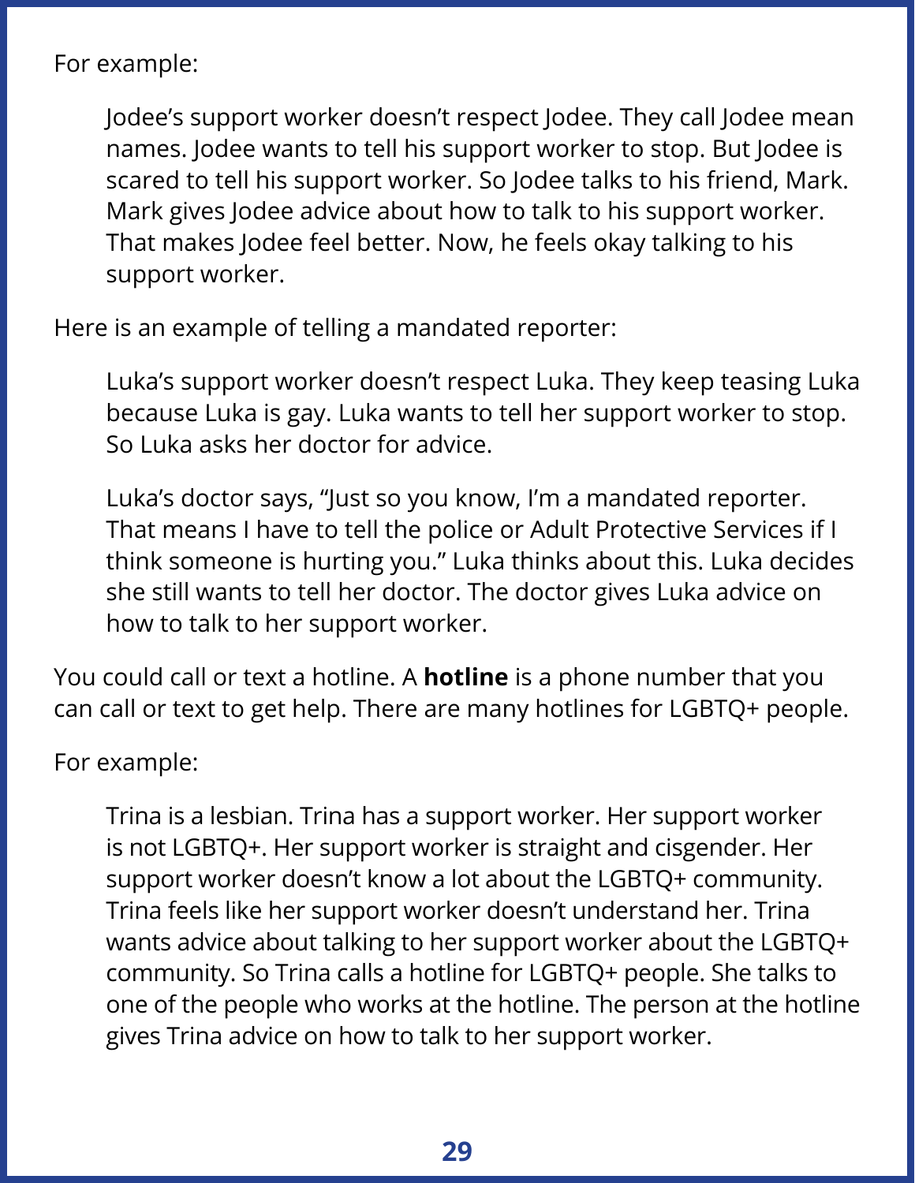For example:

> Jodee's support worker doesn't respect Jodee. They call Jodee mean names. Jodee wants to tell his support worker to stop. But Jodee is scared to tell his support worker. So Jodee talks to his friend, Mark. Mark gives Jodee advice about how to talk to his support worker. That makes Jodee feel better. Now, he feels okay talking to his support worker.

Here is an example of telling a mandated reporter:

> Luka's support worker doesn't respect Luka. They keep teasing Luka because Luka is gay. Luka wants to tell her support worker to stop. So Luka asks her doctor for advice.
>
> Luka's doctor says, "Just so you know, I'm a mandated reporter. That means I have to tell the police or Adult Protective Services if I think someone is hurting you." Luka thinks about this. Luka decides she still wants to tell her doctor. The doctor gives Luka advice on how to talk to her support worker.

You could call or text a hotline. A **hotline** is a phone number that you can call or text to get help. There are many hotlines for LGBTQ+ people.

For example:

> Trina is a lesbian. Trina has a support worker. Her support worker is not LGBTQ+. Her support worker is straight and cisgender. Her support worker doesn't know a lot about the LGBTQ+ community. Trina feels like her support worker doesn't understand her. Trina wants advice about talking to her support worker about the LGBTQ+ community. So Trina calls a hotline for LGBTQ+ people. She talks to one of the people who works at the hotline. The person at the hotline gives Trina advice on how to talk to her support worker.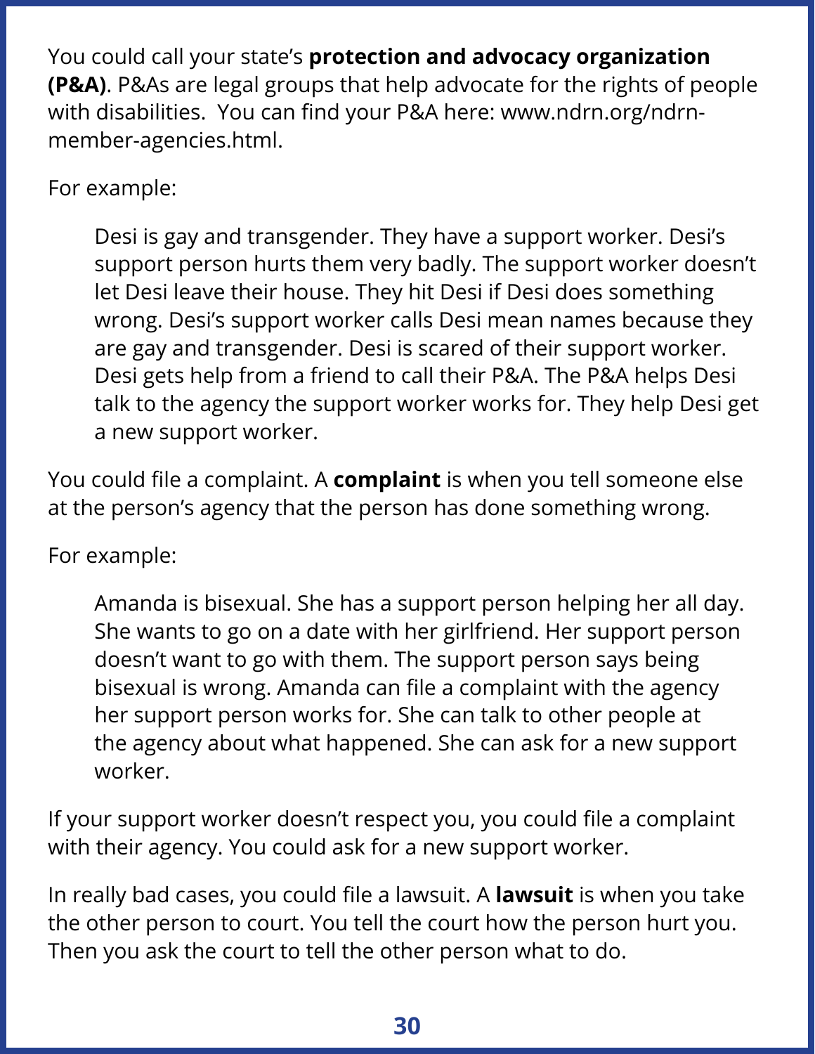You could call your state's **protection and advocacy organization (P&A)**. P&As are legal groups that help advocate for the rights of people with disabilities. You can find your P&A here: www.ndrn.org/ndrn-member-agencies.html.

For example:

> Desi is gay and transgender. They have a support worker. Desi's support person hurts them very badly. The support worker doesn't let Desi leave their house. They hit Desi if Desi does something wrong. Desi's support worker calls Desi mean names because they are gay and transgender. Desi is scared of their support worker. Desi gets help from a friend to call their P&A. The P&A helps Desi talk to the agency the support worker works for. They help Desi get a new support worker.

You could file a complaint. A **complaint** is when you tell someone else at the person's agency that the person has done something wrong.

For example:

> Amanda is bisexual. She has a support person helping her all day. She wants to go on a date with her girlfriend. Her support person doesn't want to go with them. The support person says being bisexual is wrong. Amanda can file a complaint with the agency her support person works for. She can talk to other people at the agency about what happened. She can ask for a new support worker.

If your support worker doesn't respect you, you could file a complaint with their agency. You could ask for a new support worker.

In really bad cases, you could file a lawsuit. A **lawsuit** is when you take the other person to court. You tell the court how the person hurt you. Then you ask the court to tell the other person what to do.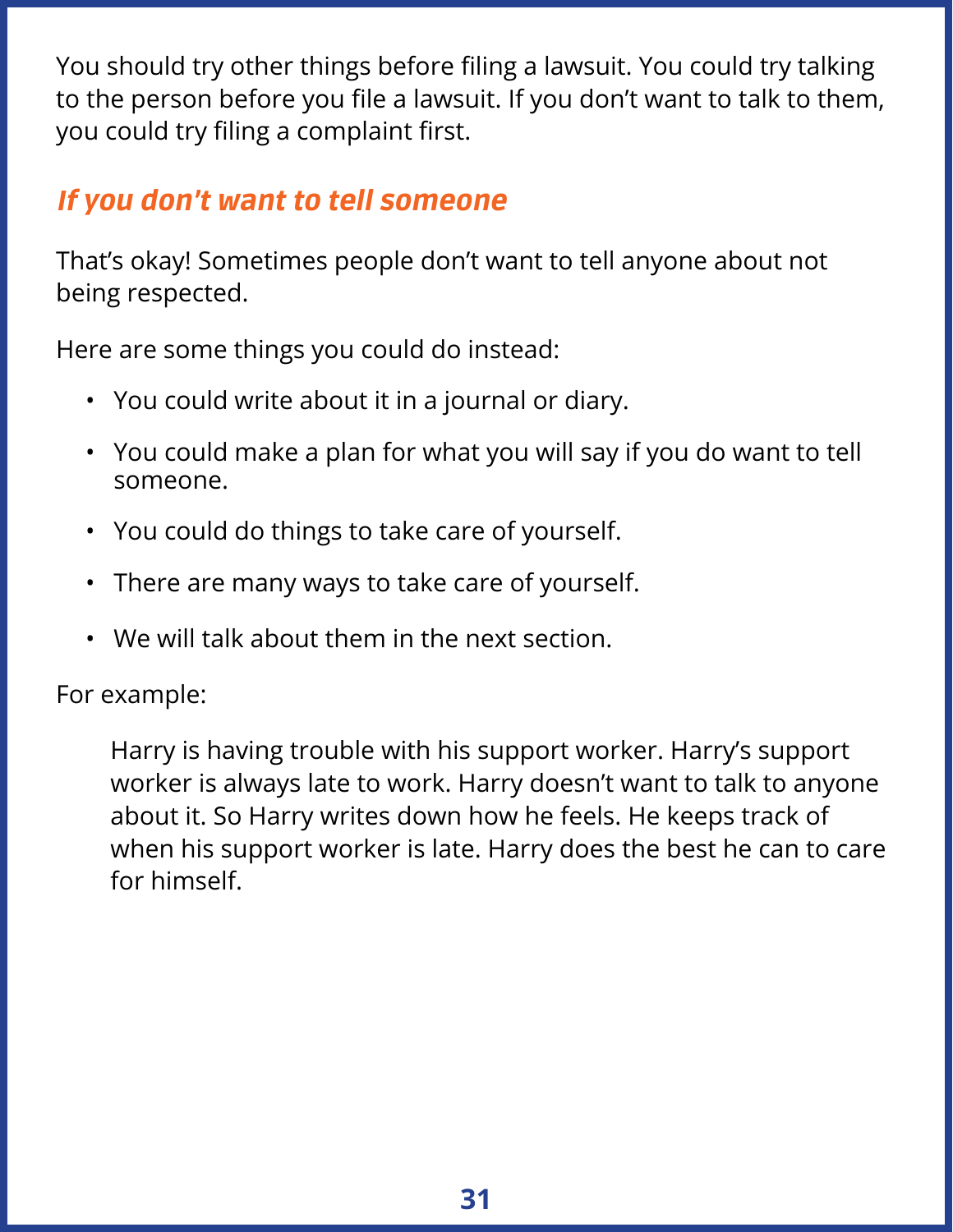You should try other things before filing a lawsuit. You could try talking to the person before you file a lawsuit. If you don't want to talk to them, you could try filing a complaint first.

## *If you don't want to tell someone*

That's okay! Sometimes people don't want to tell anyone about not being respected.

Here are some things you could do instead:

- You could write about it in a journal or diary.
- You could make a plan for what you will say if you do want to tell someone.
- You could do things to take care of yourself.
- There are many ways to take care of yourself.
- We will talk about them in the next section.

For example:

> Harry is having trouble with his support worker. Harry's support worker is always late to work. Harry doesn't want to talk to anyone about it. So Harry writes down how he feels. He keeps track of when his support worker is late. Harry does the best he can to care for himself.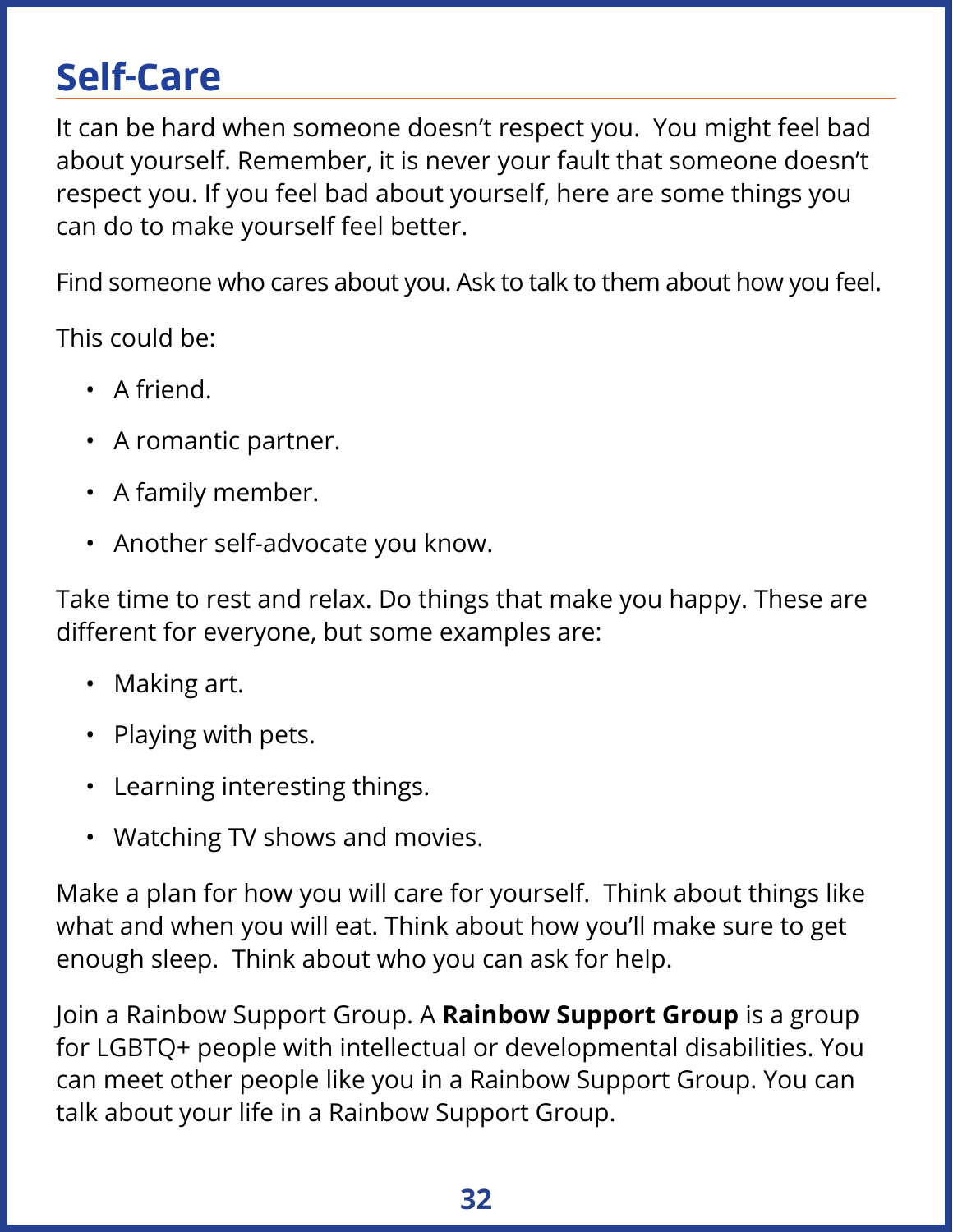# Self-Care

It can be hard when someone doesn't respect you. You might feel bad about yourself. Remember, it is never your fault that someone doesn't respect you. If you feel bad about yourself, here are some things you can do to make yourself feel better.

Find someone who cares about you. Ask to talk to them about how you feel.

This could be:

- A friend.
- A romantic partner.
- A family member.
- Another self-advocate you know.

Take time to rest and relax. Do things that make you happy. These are different for everyone, but some examples are:

- Making art.
- Playing with pets.
- Learning interesting things.
- Watching TV shows and movies.

Make a plan for how you will care for yourself. Think about things like what and when you will eat. Think about how you'll make sure to get enough sleep. Think about who you can ask for help.

Join a Rainbow Support Group. A **Rainbow Support Group** is a group for LGBTQ+ people with intellectual or developmental disabilities. You can meet other people like you in a Rainbow Support Group. You can talk about your life in a Rainbow Support Group.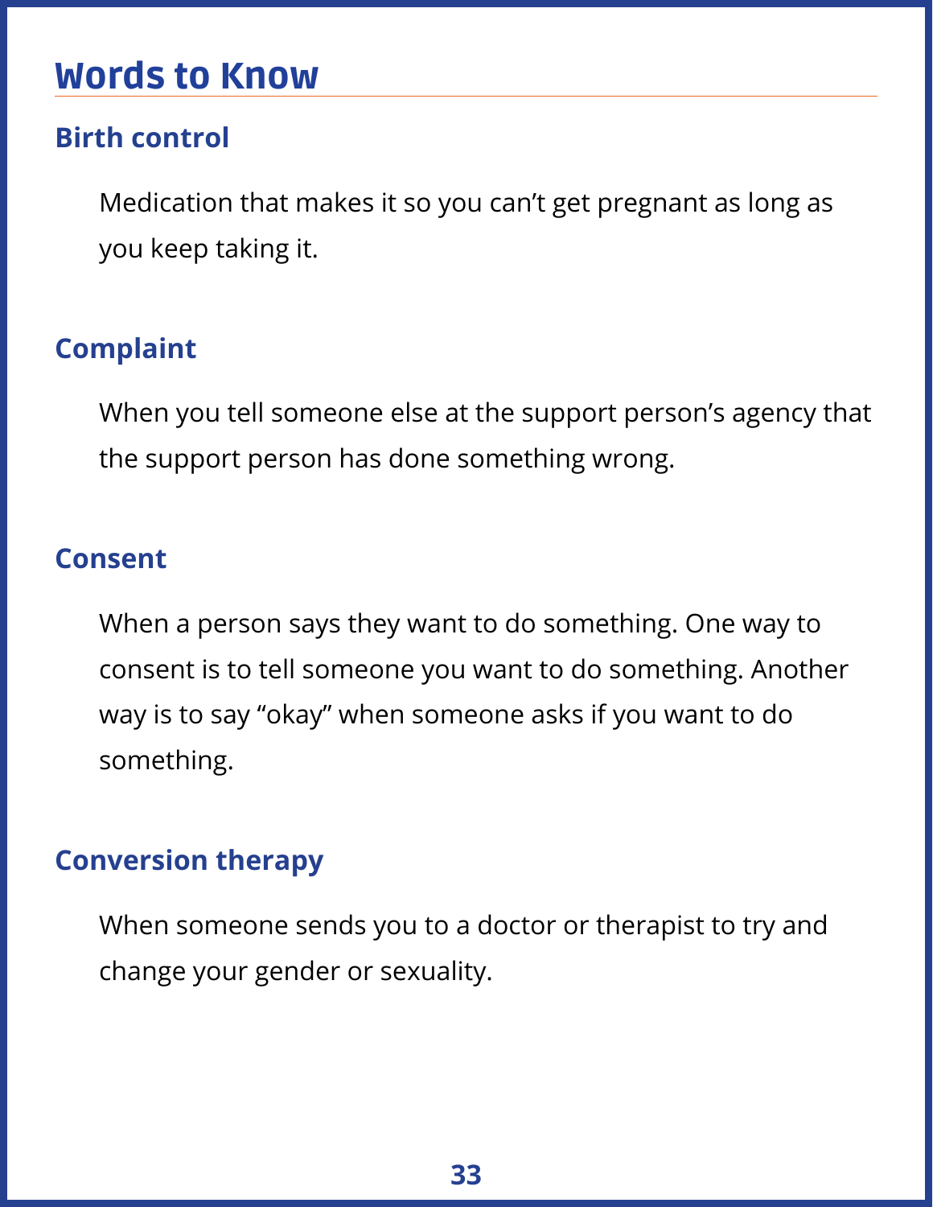## Words to Know

### Birth control

Medication that makes it so you can't get pregnant as long as you keep taking it.

### Complaint

When you tell someone else at the support person's agency that the support person has done something wrong.

### Consent

When a person says they want to do something. One way to consent is to tell someone you want to do something. Another way is to say "okay" when someone asks if you want to do something.

### Conversion therapy

When someone sends you to a doctor or therapist to try and change your gender or sexuality.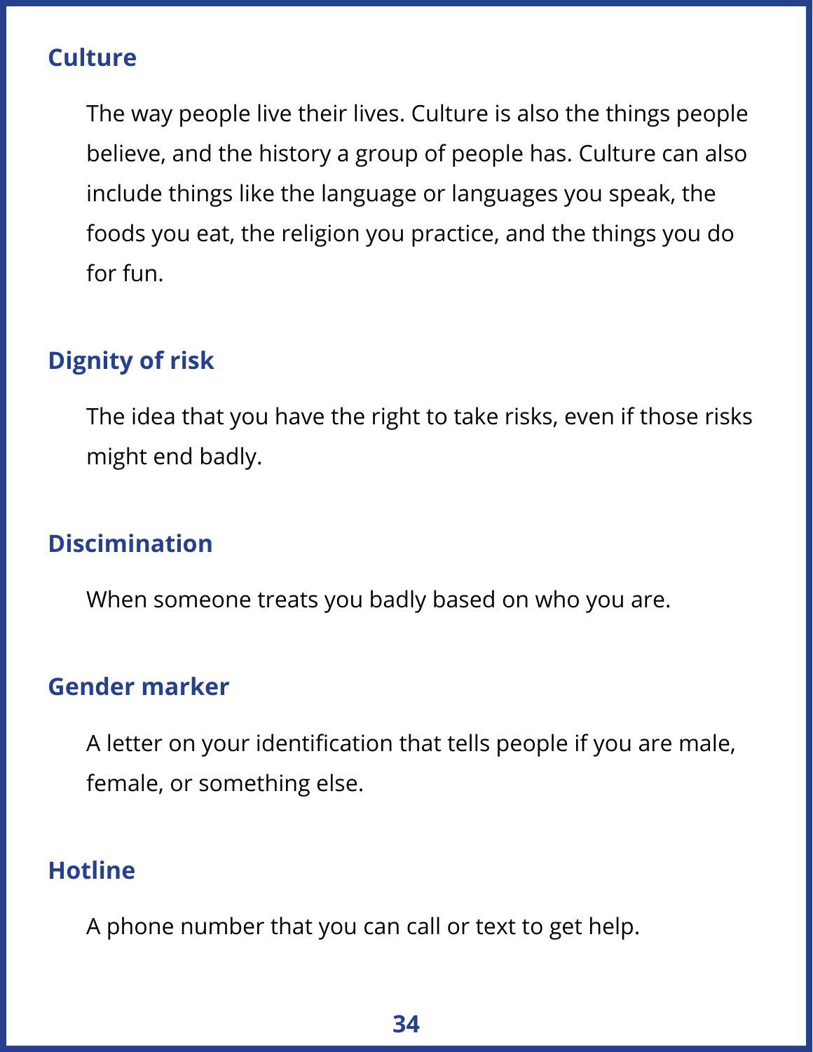### Culture

The way people live their lives. Culture is also the things people believe, and the history a group of people has. Culture can also include things like the language or languages you speak, the foods you eat, the religion you practice, and the things you do for fun.

### Dignity of risk

The idea that you have the right to take risks, even if those risks might end badly.

### Discimination

When someone treats you badly based on who you are.

### Gender marker

A letter on your identification that tells people if you are male, female, or something else.

### Hotline

A phone number that you can call or text to get help.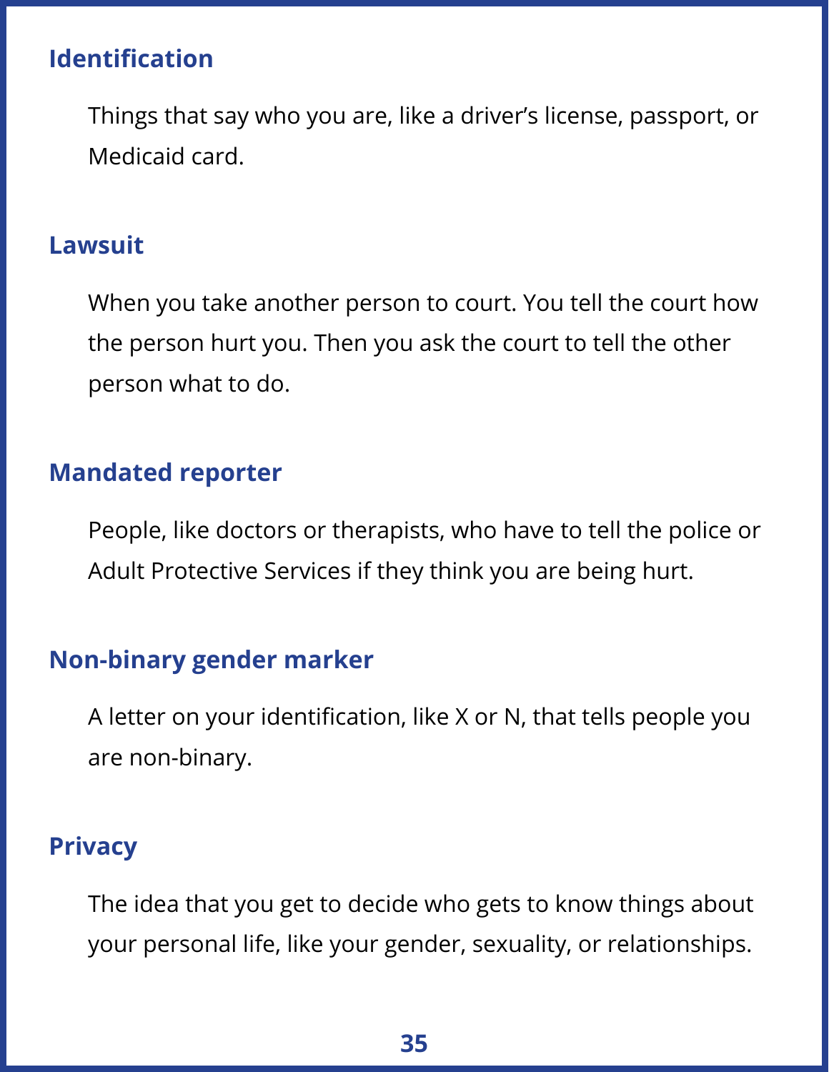### Identification

Things that say who you are, like a driver's license, passport, or Medicaid card.

### Lawsuit

When you take another person to court. You tell the court how the person hurt you. Then you ask the court to tell the other person what to do.

### Mandated reporter

People, like doctors or therapists, who have to tell the police or Adult Protective Services if they think you are being hurt.

### Non-binary gender marker

A letter on your identification, like X or N, that tells people you are non-binary.

### Privacy

The idea that you get to decide who gets to know things about your personal life, like your gender, sexuality, or relationships.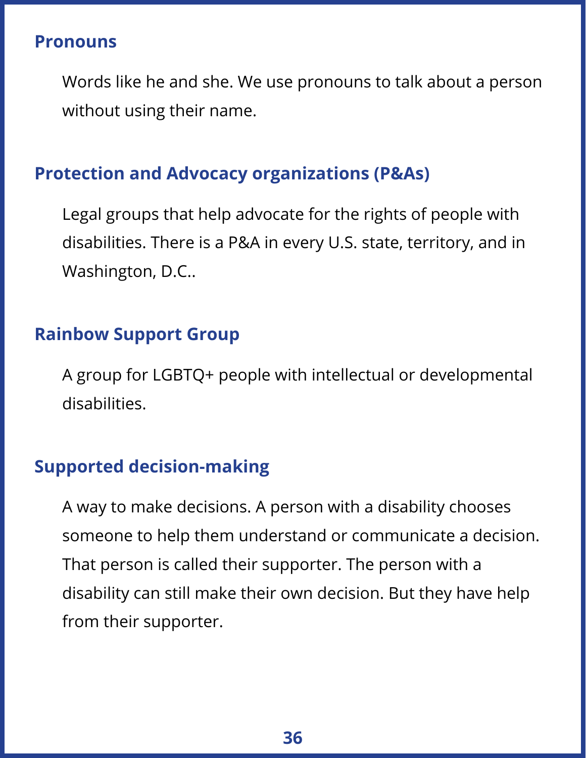### Pronouns

Words like he and she. We use pronouns to talk about a person without using their name.

### Protection and Advocacy organizations (P&As)

Legal groups that help advocate for the rights of people with disabilities. There is a P&A in every U.S. state, territory, and in Washington, D.C..

### Rainbow Support Group

A group for LGBTQ+ people with intellectual or developmental disabilities.

### Supported decision-making

A way to make decisions. A person with a disability chooses someone to help them understand or communicate a decision. That person is called their supporter. The person with a disability can still make their own decision. But they have help from their supporter.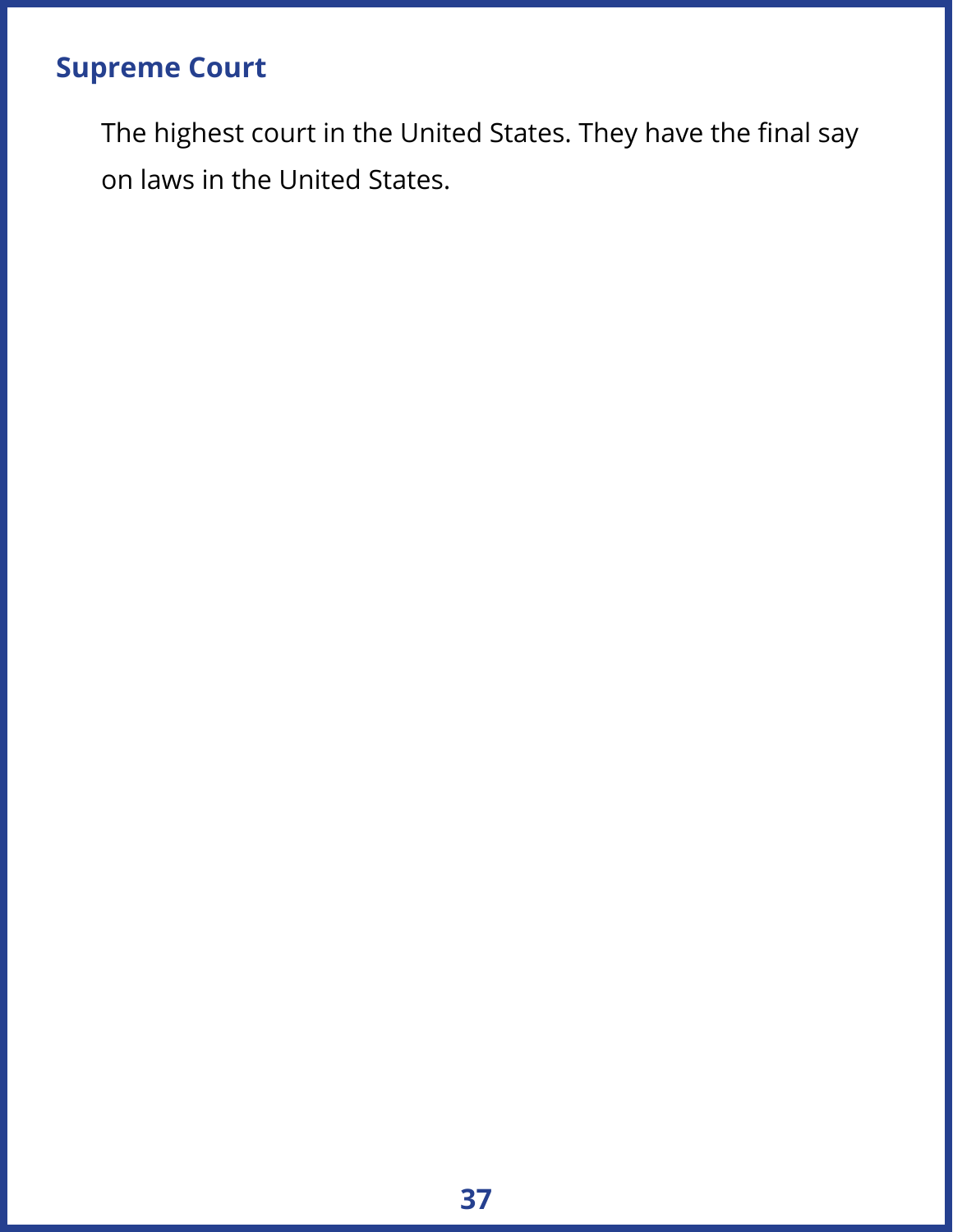### Supreme Court

The highest court in the United States. They have the final say on laws in the United States.